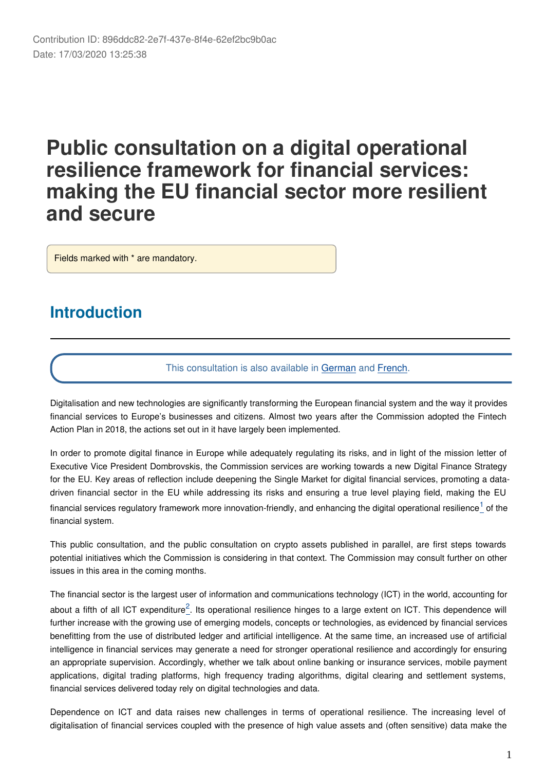Contribution ID: 896ddc82-2e7f-437e-8f4e-62ef2bc9b0ac
Date: 17/03/2020 13:25:38

# Public consultation on a digital operational resilience framework for financial services: making the EU financial sector more resilient and secure

Fields marked with * are mandatory.

## Introduction

This consultation is also available in German and French.

Digitalisation and new technologies are significantly transforming the European financial system and the way it provides financial services to Europe's businesses and citizens. Almost two years after the Commission adopted the Fintech Action Plan in 2018, the actions set out in it have largely been implemented.

In order to promote digital finance in Europe while adequately regulating its risks, and in light of the mission letter of Executive Vice President Dombrovskis, the Commission services are working towards a new Digital Finance Strategy for the EU. Key areas of reflection include deepening the Single Market for digital financial services, promoting a data-driven financial sector in the EU while addressing its risks and ensuring a true level playing field, making the EU financial services regulatory framework more innovation-friendly, and enhancing the digital operational resilience[1] of the financial system.

This public consultation, and the public consultation on crypto assets published in parallel, are first steps towards potential initiatives which the Commission is considering in that context. The Commission may consult further on other issues in this area in the coming months.

The financial sector is the largest user of information and communications technology (ICT) in the world, accounting for about a fifth of all ICT expenditure[2]. Its operational resilience hinges to a large extent on ICT. This dependence will further increase with the growing use of emerging models, concepts or technologies, as evidenced by financial services benefitting from the use of distributed ledger and artificial intelligence. At the same time, an increased use of artificial intelligence in financial services may generate a need for stronger operational resilience and accordingly for ensuring an appropriate supervision. Accordingly, whether we talk about online banking or insurance services, mobile payment applications, digital trading platforms, high frequency trading algorithms, digital clearing and settlement systems, financial services delivered today rely on digital technologies and data.

Dependence on ICT and data raises new challenges in terms of operational resilience. The increasing level of digitalisation of financial services coupled with the presence of high value assets and (often sensitive) data make the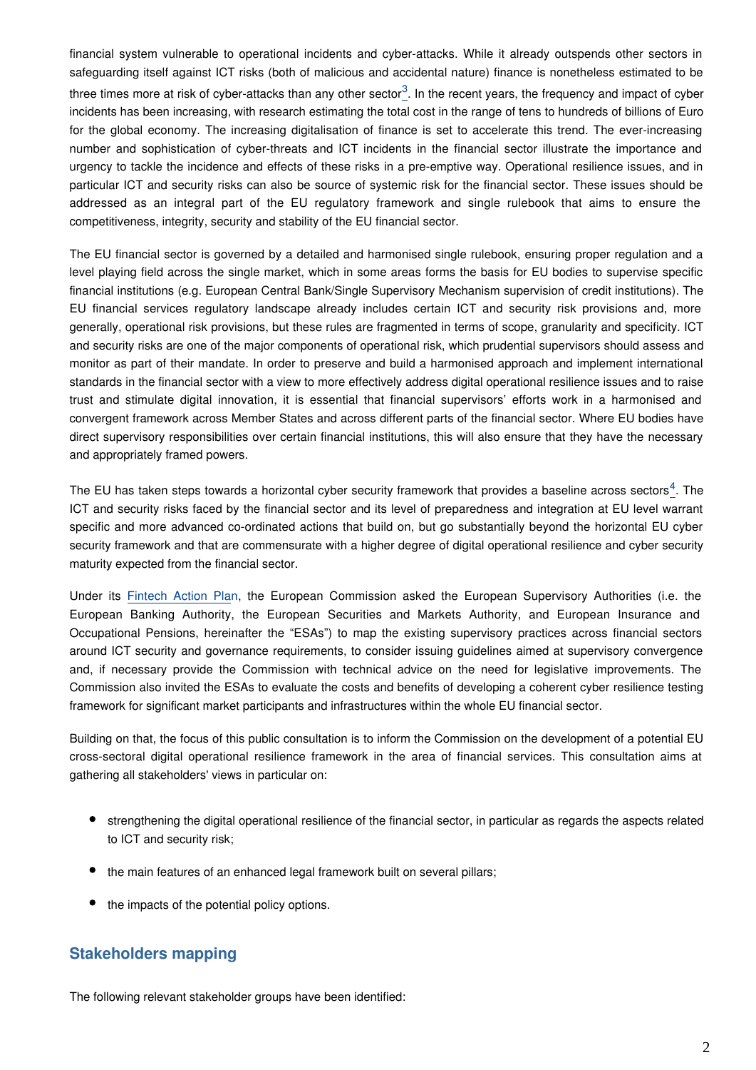financial system vulnerable to operational incidents and cyber-attacks. While it already outspends other sectors in safeguarding itself against ICT risks (both of malicious and accidental nature) finance is nonetheless estimated to be three times more at risk of cyber-attacks than any other sector[3]. In the recent years, the frequency and impact of cyber incidents has been increasing, with research estimating the total cost in the range of tens to hundreds of billions of Euro for the global economy. The increasing digitalisation of finance is set to accelerate this trend. The ever-increasing number and sophistication of cyber-threats and ICT incidents in the financial sector illustrate the importance and urgency to tackle the incidence and effects of these risks in a pre-emptive way. Operational resilience issues, and in particular ICT and security risks can also be source of systemic risk for the financial sector. These issues should be addressed as an integral part of the EU regulatory framework and single rulebook that aims to ensure the competitiveness, integrity, security and stability of the EU financial sector.

The EU financial sector is governed by a detailed and harmonised single rulebook, ensuring proper regulation and a level playing field across the single market, which in some areas forms the basis for EU bodies to supervise specific financial institutions (e.g. European Central Bank/Single Supervisory Mechanism supervision of credit institutions). The EU financial services regulatory landscape already includes certain ICT and security risk provisions and, more generally, operational risk provisions, but these rules are fragmented in terms of scope, granularity and specificity. ICT and security risks are one of the major components of operational risk, which prudential supervisors should assess and monitor as part of their mandate. In order to preserve and build a harmonised approach and implement international standards in the financial sector with a view to more effectively address digital operational resilience issues and to raise trust and stimulate digital innovation, it is essential that financial supervisors' efforts work in a harmonised and convergent framework across Member States and across different parts of the financial sector. Where EU bodies have direct supervisory responsibilities over certain financial institutions, this will also ensure that they have the necessary and appropriately framed powers.

The EU has taken steps towards a horizontal cyber security framework that provides a baseline across sectors[4]. The ICT and security risks faced by the financial sector and its level of preparedness and integration at EU level warrant specific and more advanced co-ordinated actions that build on, but go substantially beyond the horizontal EU cyber security framework and that are commensurate with a higher degree of digital operational resilience and cyber security maturity expected from the financial sector.

Under its Fintech Action Plan, the European Commission asked the European Supervisory Authorities (i.e. the European Banking Authority, the European Securities and Markets Authority, and European Insurance and Occupational Pensions, hereinafter the "ESAs") to map the existing supervisory practices across financial sectors around ICT security and governance requirements, to consider issuing guidelines aimed at supervisory convergence and, if necessary provide the Commission with technical advice on the need for legislative improvements. The Commission also invited the ESAs to evaluate the costs and benefits of developing a coherent cyber resilience testing framework for significant market participants and infrastructures within the whole EU financial sector.

Building on that, the focus of this public consultation is to inform the Commission on the development of a potential EU cross-sectoral digital operational resilience framework in the area of financial services. This consultation aims at gathering all stakeholders' views in particular on:

- strengthening the digital operational resilience of the financial sector, in particular as regards the aspects related to ICT and security risk;
- the main features of an enhanced legal framework built on several pillars;
- the impacts of the potential policy options.

## Stakeholders mapping

The following relevant stakeholder groups have been identified: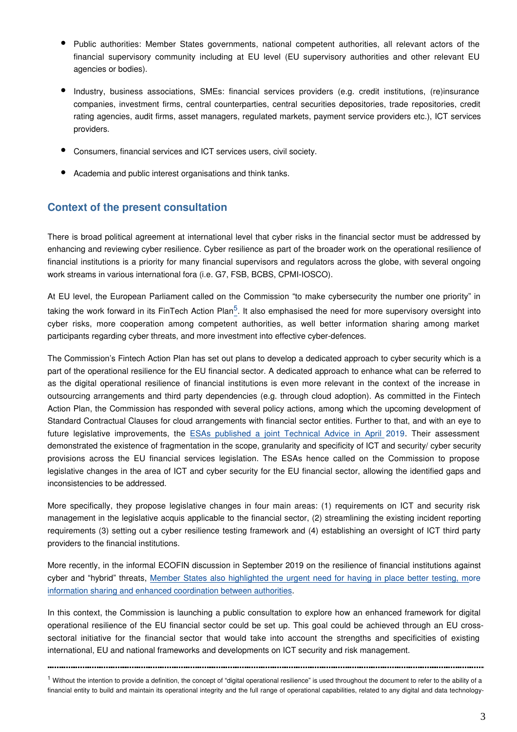- Public authorities: Member States governments, national competent authorities, all relevant actors of the financial supervisory community including at EU level (EU supervisory authorities and other relevant EU agencies or bodies).
- Industry, business associations, SMEs: financial services providers (e.g. credit institutions, (re)insurance companies, investment firms, central counterparties, central securities depositories, trade repositories, credit rating agencies, audit firms, asset managers, regulated markets, payment service providers etc.), ICT services providers.
- Consumers, financial services and ICT services users, civil society.
- Academia and public interest organisations and think tanks.

## Context of the present consultation

There is broad political agreement at international level that cyber risks in the financial sector must be addressed by enhancing and reviewing cyber resilience. Cyber resilience as part of the broader work on the operational resilience of financial institutions is a priority for many financial supervisors and regulators across the globe, with several ongoing work streams in various international fora (i.e. G7, FSB, BCBS, CPMI-IOSCO).

At EU level, the European Parliament called on the Commission "to make cybersecurity the number one priority" in taking the work forward in its FinTech Action Plan[5]. It also emphasised the need for more supervisory oversight into cyber risks, more cooperation among competent authorities, as well better information sharing among market participants regarding cyber threats, and more investment into effective cyber-defences.

The Commission's Fintech Action Plan has set out plans to develop a dedicated approach to cyber security which is a part of the operational resilience for the EU financial sector. A dedicated approach to enhance what can be referred to as the digital operational resilience of financial institutions is even more relevant in the context of the increase in outsourcing arrangements and third party dependencies (e.g. through cloud adoption). As committed in the Fintech Action Plan, the Commission has responded with several policy actions, among which the upcoming development of Standard Contractual Clauses for cloud arrangements with financial sector entities. Further to that, and with an eye to future legislative improvements, the ESAs published a joint Technical Advice in April 2019. Their assessment demonstrated the existence of fragmentation in the scope, granularity and specificity of ICT and security/ cyber security provisions across the EU financial services legislation. The ESAs hence called on the Commission to propose legislative changes in the area of ICT and cyber security for the EU financial sector, allowing the identified gaps and inconsistencies to be addressed.

More specifically, they propose legislative changes in four main areas: (1) requirements on ICT and security risk management in the legislative acquis applicable to the financial sector, (2) streamlining the existing incident reporting requirements (3) setting out a cyber resilience testing framework and (4) establishing an oversight of ICT third party providers to the financial institutions.

More recently, in the informal ECOFIN discussion in September 2019 on the resilience of financial institutions against cyber and "hybrid" threats, Member States also highlighted the urgent need for having in place better testing, more information sharing and enhanced coordination between authorities.

In this context, the Commission is launching a public consultation to explore how an enhanced framework for digital operational resilience of the EU financial sector could be set up. This goal could be achieved through an EU cross-sectoral initiative for the financial sector that would take into account the strengths and specificities of existing international, EU and national frameworks and developments on ICT security and risk management.

---

[1] Without the intention to provide a definition, the concept of "digital operational resilience" is used throughout the document to refer to the ability of a financial entity to build and maintain its operational integrity and the full range of operational capabilities, related to any digital and data technology-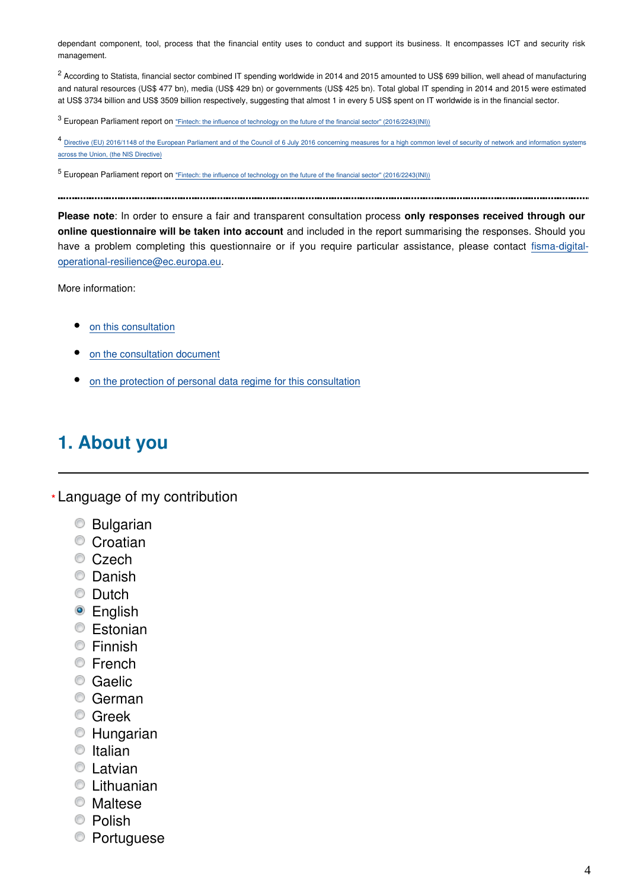dependant component, tool, process that the financial entity uses to conduct and support its business. It encompasses ICT and security risk management.

[2] According to Statista, financial sector combined IT spending worldwide in 2014 and 2015 amounted to US$ 699 billion, well ahead of manufacturing and natural resources (US$ 477 bn), media (US$ 429 bn) or governments (US$ 425 bn). Total global IT spending in 2014 and 2015 were estimated at US$ 3734 billion and US$ 3509 billion respectively, suggesting that almost 1 in every 5 US$ spent on IT worldwide is in the financial sector.

[3] European Parliament report on "Fintech: the influence of technology on the future of the financial sector" (2016/2243(INI))

[4] Directive (EU) 2016/1148 of the European Parliament and of the Council of 6 July 2016 concerning measures for a high common level of security of network and information systems across the Union, (the NIS Directive)

[5] European Parliament report on "Fintech: the influence of technology on the future of the financial sector" (2016/2243(INI))

---

**Please note**: In order to ensure a fair and transparent consultation process **only responses received through our online questionnaire will be taken into account** and included in the report summarising the responses. Should you have a problem completing this questionnaire or if you require particular assistance, please contact fisma-digital-operational-resilience@ec.europa.eu.

More information:

- on this consultation
- on the consultation document
- on the protection of personal data regime for this consultation

# 1. About you

\* Language of my contribution

- ◯ Bulgarian
- ◯ Croatian
- ◯ Czech
- ◯ Danish
- ◯ Dutch
- ◉ English
- ◯ Estonian
- ◯ Finnish
- ◯ French
- ◯ Gaelic
- ◯ German
- ◯ Greek
- ◯ Hungarian
- ◯ Italian
- ◯ Latvian
- ◯ Lithuanian
- ◯ Maltese
- ◯ Polish
- ◯ Portuguese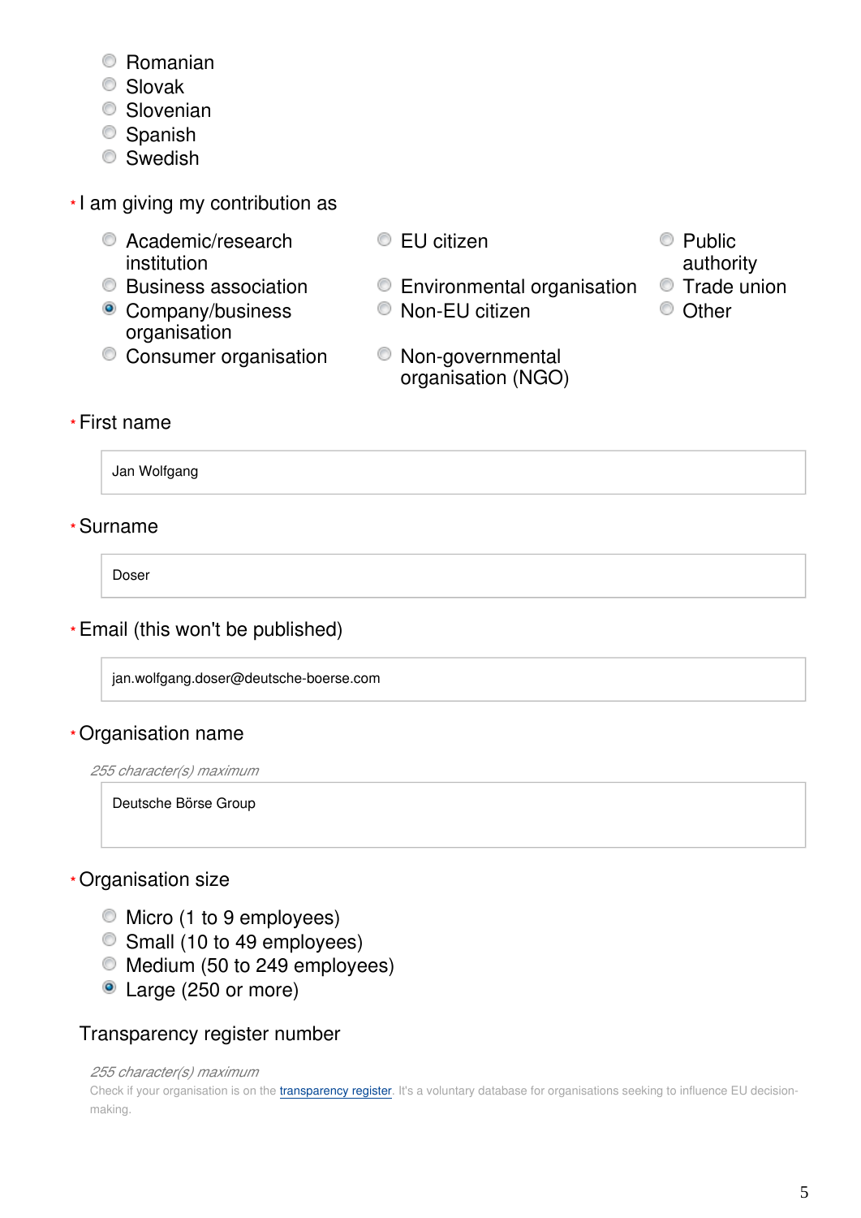- Romanian
- Slovak
- Slovenian
- Spanish
- Swedish

\* I am giving my contribution as

- Academic/research institution
- Business association
- (x) Company/business organisation
- Consumer organisation
- EU citizen
- Environmental organisation
- Non-EU citizen
- Non-governmental organisation (NGO)
- Public authority
- Trade union
- Other

\* First name

Jan Wolfgang

\* Surname

Doser

\* Email (this won't be published)

jan.wolfgang.doser@deutsche-boerse.com

\* Organisation name

*255 character(s) maximum*

Deutsche Börse Group

\* Organisation size

- Micro (1 to 9 employees)
- Small (10 to 49 employees)
- Medium (50 to 249 employees)
- (x) Large (250 or more)

Transparency register number

*255 character(s) maximum*

Check if your organisation is on the transparency register. It's a voluntary database for organisations seeking to influence EU decision-making.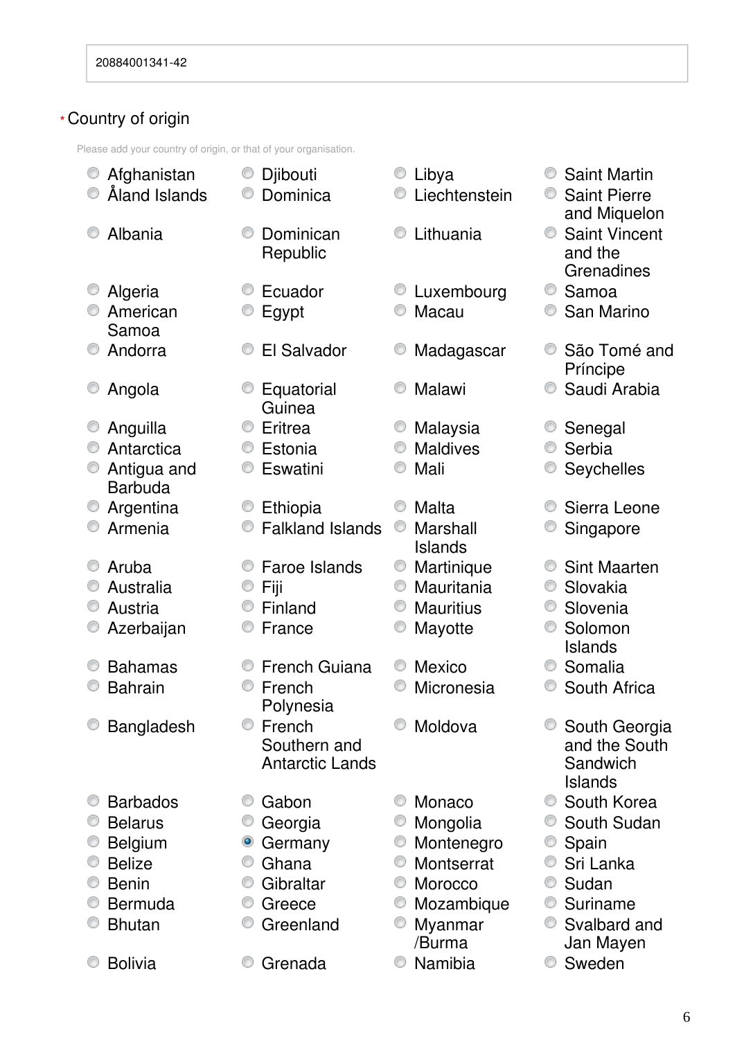20884001341-42

* Country of origin

Please add your country of origin, or that of your organisation.

- ( ) Afghanistan
- ( ) Åland Islands
- ( ) Albania
- ( ) Algeria
- ( ) American Samoa
- ( ) Andorra
- ( ) Angola
- ( ) Anguilla
- ( ) Antarctica
- ( ) Antigua and Barbuda
- ( ) Argentina
- ( ) Armenia
- ( ) Aruba
- ( ) Australia
- ( ) Austria
- ( ) Azerbaijan
- ( ) Bahamas
- ( ) Bahrain
- ( ) Bangladesh
- ( ) Barbados
- ( ) Belarus
- ( ) Belgium
- ( ) Belize
- ( ) Benin
- ( ) Bermuda
- ( ) Bhutan
- ( ) Bolivia
- ( ) Djibouti
- ( ) Dominica
- ( ) Dominican Republic
- ( ) Ecuador
- ( ) Egypt
- ( ) El Salvador
- ( ) Equatorial Guinea
- ( ) Eritrea
- ( ) Estonia
- ( ) Eswatini
- ( ) Ethiopia
- ( ) Falkland Islands
- ( ) Faroe Islands
- ( ) Fiji
- ( ) Finland
- ( ) France
- ( ) French Guiana
- ( ) French Polynesia
- ( ) French Southern and Antarctic Lands
- ( ) Gabon
- ( ) Georgia
- (•) Germany
- ( ) Ghana
- ( ) Gibraltar
- ( ) Greece
- ( ) Greenland
- ( ) Grenada
- ( ) Libya
- ( ) Liechtenstein
- ( ) Lithuania
- ( ) Luxembourg
- ( ) Macau
- ( ) Madagascar
- ( ) Malawi
- ( ) Malaysia
- ( ) Maldives
- ( ) Mali
- ( ) Malta
- ( ) Marshall Islands
- ( ) Martinique
- ( ) Mauritania
- ( ) Mauritius
- ( ) Mayotte
- ( ) Mexico
- ( ) Micronesia
- ( ) Moldova
- ( ) Monaco
- ( ) Mongolia
- ( ) Montenegro
- ( ) Montserrat
- ( ) Morocco
- ( ) Mozambique
- ( ) Myanmar /Burma
- ( ) Namibia
- ( ) Saint Martin
- ( ) Saint Pierre and Miquelon
- ( ) Saint Vincent and the Grenadines
- ( ) Samoa
- ( ) San Marino
- ( ) São Tomé and Príncipe
- ( ) Saudi Arabia
- ( ) Senegal
- ( ) Serbia
- ( ) Seychelles
- ( ) Sierra Leone
- ( ) Singapore
- ( ) Sint Maarten
- ( ) Slovakia
- ( ) Slovenia
- ( ) Solomon Islands
- ( ) Somalia
- ( ) South Africa
- ( ) South Georgia and the South Sandwich Islands
- ( ) South Korea
- ( ) South Sudan
- ( ) Spain
- ( ) Sri Lanka
- ( ) Sudan
- ( ) Suriname
- ( ) Svalbard and Jan Mayen
- ( ) Sweden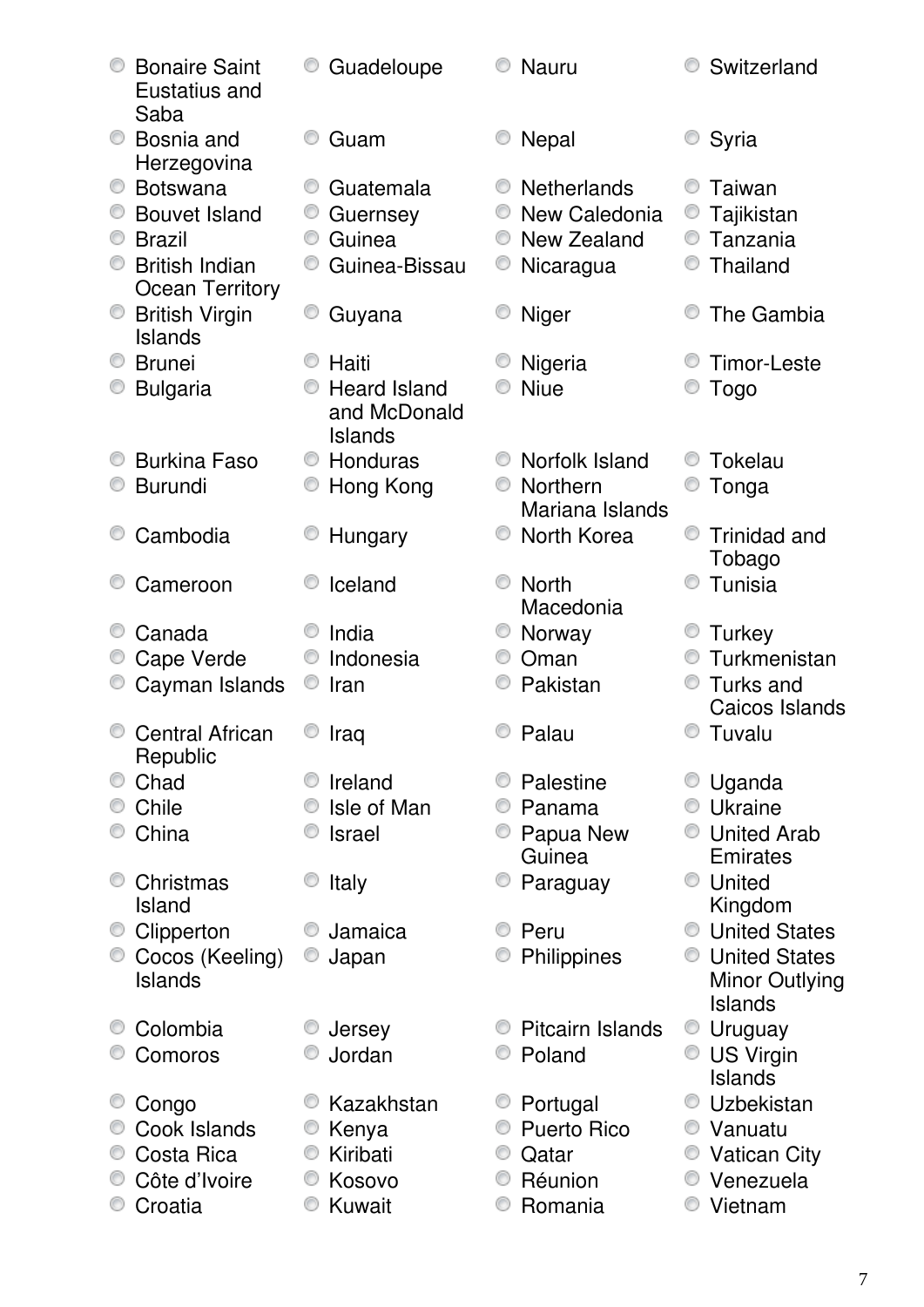- ○ Bonaire Saint Eustatius and Saba
- ○ Bosnia and Herzegovina
- ○ Botswana
- ○ Bouvet Island
- ○ Brazil
- ○ British Indian Ocean Territory
- ○ British Virgin Islands
- ○ Brunei
- ○ Bulgaria
- ○ Burkina Faso
- ○ Burundi
- ○ Cambodia
- ○ Cameroon
- ○ Canada
- ○ Cape Verde
- ○ Cayman Islands
- ○ Central African Republic
- ○ Chad
- ○ Chile
- ○ China
- ○ Christmas Island
- ○ Clipperton
- ○ Cocos (Keeling) Islands
- ○ Colombia
- ○ Comoros
- ○ Congo
- ○ Cook Islands
- ○ Costa Rica
- ○ Côte d'Ivoire
- ○ Croatia
- ○ Guadeloupe
- ○ Guam
- ○ Guatemala
- ○ Guernsey
- ○ Guinea
- ○ Guinea-Bissau
- ○ Guyana
- ○ Haiti
- ○ Heard Island and McDonald Islands
- ○ Honduras
- ○ Hong Kong
- ○ Hungary
- ○ Iceland
- ○ India
- ○ Indonesia
- ○ Iran
- ○ Iraq
- ○ Ireland
- ○ Isle of Man
- ○ Israel
- ○ Italy
- ○ Jamaica
- ○ Japan
- ○ Jersey
- ○ Jordan
- ○ Kazakhstan
- ○ Kenya
- ○ Kiribati
- ○ Kosovo
- ○ Kuwait
- ○ Nauru
- ○ Nepal
- ○ Netherlands
- ○ New Caledonia
- ○ New Zealand
- ○ Nicaragua
- ○ Niger
- ○ Nigeria
- ○ Niue
- ○ Norfolk Island
- ○ Northern Mariana Islands
- ○ North Korea
- ○ North Macedonia
- ○ Norway
- ○ Oman
- ○ Pakistan
- ○ Palau
- ○ Palestine
- ○ Panama
- ○ Papua New Guinea
- ○ Paraguay
- ○ Peru
- ○ Philippines
- ○ Pitcairn Islands
- ○ Poland
- ○ Portugal
- ○ Puerto Rico
- ○ Qatar
- ○ Réunion
- ○ Romania
- ○ Switzerland
- ○ Syria
- ○ Taiwan
- ○ Tajikistan
- ○ Tanzania
- ○ Thailand
- ○ The Gambia
- ○ Timor-Leste
- ○ Togo
- ○ Tokelau
- ○ Tonga
- ○ Trinidad and Tobago
- ○ Tunisia
- ○ Turkey
- ○ Turkmenistan
- ○ Turks and Caicos Islands
- ○ Tuvalu
- ○ Uganda
- ○ Ukraine
- ○ United Arab Emirates
- ○ United Kingdom
- ○ United States
- ○ United States Minor Outlying Islands
- ○ Uruguay
- ○ US Virgin Islands
- ○ Uzbekistan
- ○ Vanuatu
- ○ Vatican City
- ○ Venezuela
- ○ Vietnam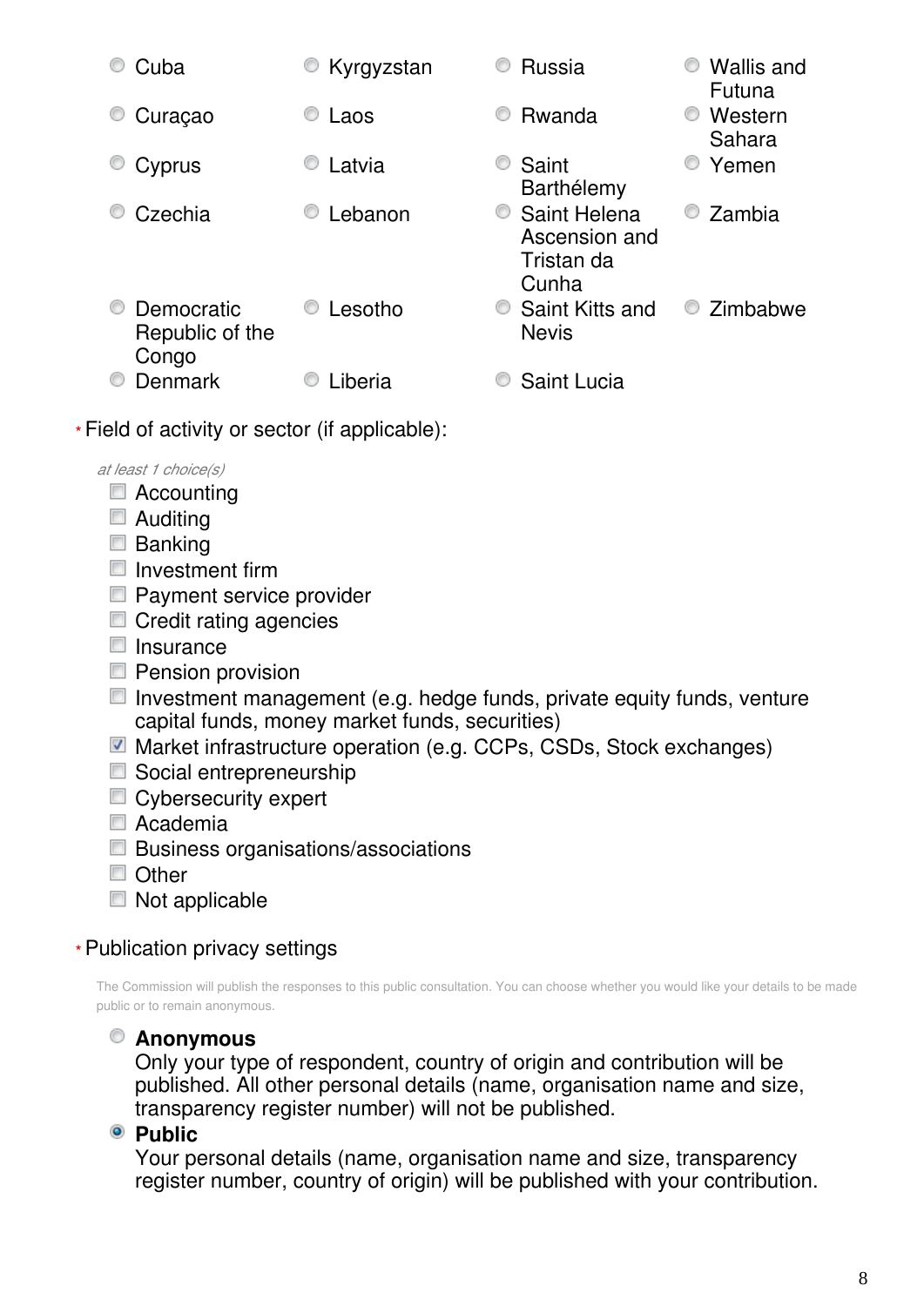- Cuba
- Curaçao
- Cyprus
- Czechia
- Democratic Republic of the Congo
- Denmark
- Kyrgyzstan
- Laos
- Latvia
- Lebanon
- Lesotho
- Liberia
- Russia
- Rwanda
- Saint Barthélemy
- Saint Helena Ascension and Tristan da Cunha
- Saint Kitts and Nevis
- Saint Lucia
- Wallis and Futuna
- Western Sahara
- Yemen
- Zambia
- Zimbabwe

\* Field of activity or sector (if applicable):

*at least 1 choice(s)*

- [ ] Accounting
- [ ] Auditing
- [ ] Banking
- [ ] Investment firm
- [ ] Payment service provider
- [ ] Credit rating agencies
- [ ] Insurance
- [ ] Pension provision
- [ ] Investment management (e.g. hedge funds, private equity funds, venture capital funds, money market funds, securities)
- [x] Market infrastructure operation (e.g. CCPs, CSDs, Stock exchanges)
- [ ] Social entrepreneurship
- [ ] Cybersecurity expert
- [ ] Academia
- [ ] Business organisations/associations
- [ ] Other
- [ ] Not applicable

\* Publication privacy settings

The Commission will publish the responses to this public consultation. You can choose whether you would like your details to be made public or to remain anonymous.

- ( ) **Anonymous**
  Only your type of respondent, country of origin and contribution will be published. All other personal details (name, organisation name and size, transparency register number) will not be published.
- (x) **Public**
  Your personal details (name, organisation name and size, transparency register number, country of origin) will be published with your contribution.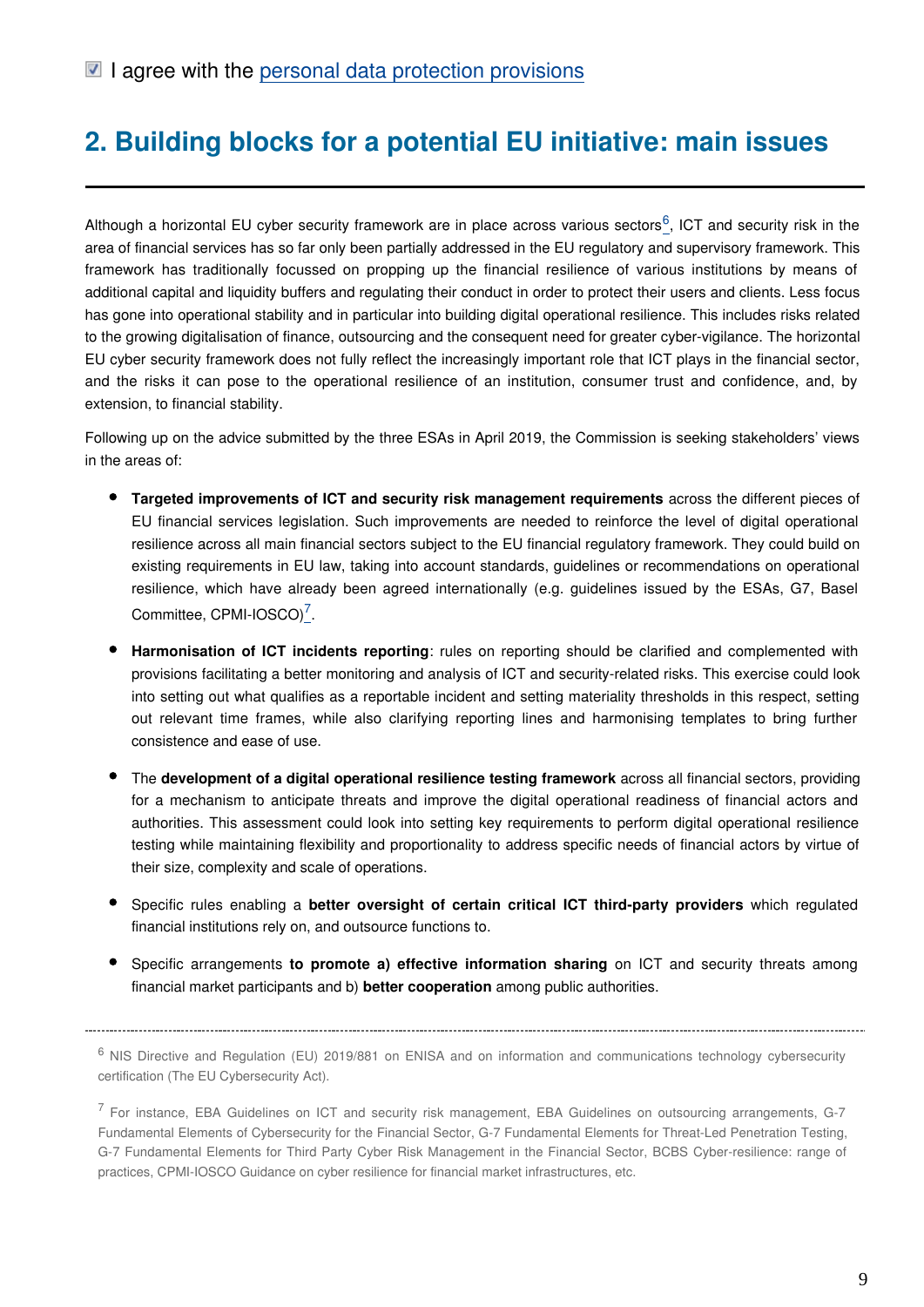☑ I agree with the personal data protection provisions

## 2. Building blocks for a potential EU initiative: main issues

Although a horizontal EU cyber security framework are in place across various sectors[6], ICT and security risk in the area of financial services has so far only been partially addressed in the EU regulatory and supervisory framework. This framework has traditionally focussed on propping up the financial resilience of various institutions by means of additional capital and liquidity buffers and regulating their conduct in order to protect their users and clients. Less focus has gone into operational stability and in particular into building digital operational resilience. This includes risks related to the growing digitalisation of finance, outsourcing and the consequent need for greater cyber-vigilance. The horizontal EU cyber security framework does not fully reflect the increasingly important role that ICT plays in the financial sector, and the risks it can pose to the operational resilience of an institution, consumer trust and confidence, and, by extension, to financial stability.

Following up on the advice submitted by the three ESAs in April 2019, the Commission is seeking stakeholders' views in the areas of:

- **Targeted improvements of ICT and security risk management requirements** across the different pieces of EU financial services legislation. Such improvements are needed to reinforce the level of digital operational resilience across all main financial sectors subject to the EU financial regulatory framework. They could build on existing requirements in EU law, taking into account standards, guidelines or recommendations on operational resilience, which have already been agreed internationally (e.g. guidelines issued by the ESAs, G7, Basel Committee, CPMI-IOSCO)[7].
- **Harmonisation of ICT incidents reporting**: rules on reporting should be clarified and complemented with provisions facilitating a better monitoring and analysis of ICT and security-related risks. This exercise could look into setting out what qualifies as a reportable incident and setting materiality thresholds in this respect, setting out relevant time frames, while also clarifying reporting lines and harmonising templates to bring further consistence and ease of use.
- The **development of a digital operational resilience testing framework** across all financial sectors, providing for a mechanism to anticipate threats and improve the digital operational readiness of financial actors and authorities. This assessment could look into setting key requirements to perform digital operational resilience testing while maintaining flexibility and proportionality to address specific needs of financial actors by virtue of their size, complexity and scale of operations.
- Specific rules enabling a **better oversight of certain critical ICT third-party providers** which regulated financial institutions rely on, and outsource functions to.
- Specific arrangements **to promote a) effective information sharing** on ICT and security threats among financial market participants and b) **better cooperation** among public authorities.

---

[6] NIS Directive and Regulation (EU) 2019/881 on ENISA and on information and communications technology cybersecurity certification (The EU Cybersecurity Act).

[7] For instance, EBA Guidelines on ICT and security risk management, EBA Guidelines on outsourcing arrangements, G-7 Fundamental Elements of Cybersecurity for the Financial Sector, G-7 Fundamental Elements for Threat-Led Penetration Testing, G-7 Fundamental Elements for Third Party Cyber Risk Management in the Financial Sector, BCBS Cyber-resilience: range of practices, CPMI-IOSCO Guidance on cyber resilience for financial market infrastructures, etc.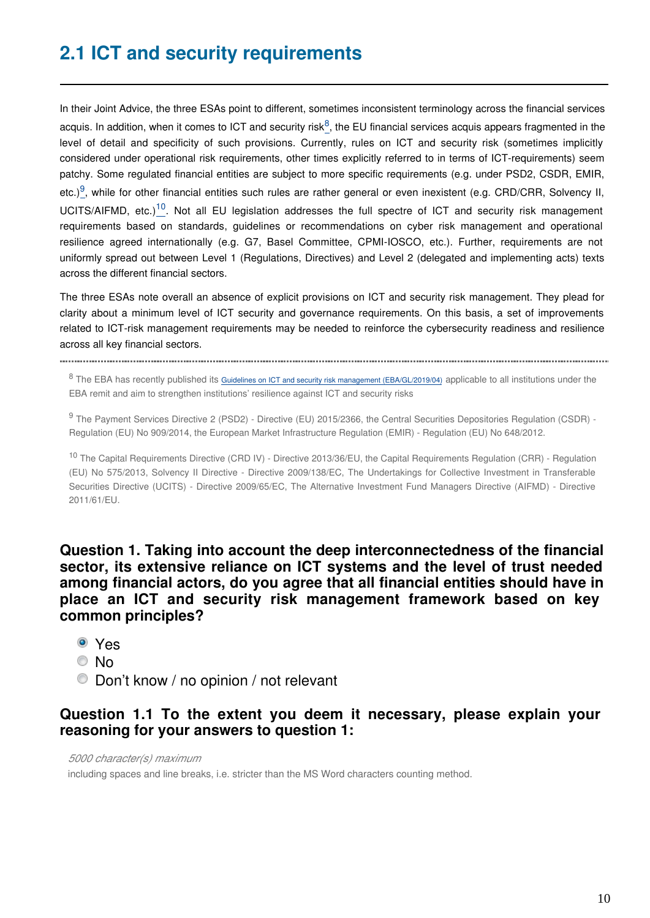## 2.1 ICT and security requirements

In their Joint Advice, the three ESAs point to different, sometimes inconsistent terminology across the financial services acquis. In addition, when it comes to ICT and security risk[8], the EU financial services acquis appears fragmented in the level of detail and specificity of such provisions. Currently, rules on ICT and security risk (sometimes implicitly considered under operational risk requirements, other times explicitly referred to in terms of ICT-requirements) seem patchy. Some regulated financial entities are subject to more specific requirements (e.g. under PSD2, CSDR, EMIR, etc.)[9], while for other financial entities such rules are rather general or even inexistent (e.g. CRD/CRR, Solvency II, UCITS/AIFMD, etc.)[10]. Not all EU legislation addresses the full spectre of ICT and security risk management requirements based on standards, guidelines or recommendations on cyber risk management and operational resilience agreed internationally (e.g. G7, Basel Committee, CPMI-IOSCO, etc.). Further, requirements are not uniformly spread out between Level 1 (Regulations, Directives) and Level 2 (delegated and implementing acts) texts across the different financial sectors.

The three ESAs note overall an absence of explicit provisions on ICT and security risk management. They plead for clarity about a minimum level of ICT security and governance requirements. On this basis, a set of improvements related to ICT-risk management requirements may be needed to reinforce the cybersecurity readiness and resilience across all key financial sectors.

---

[8] The EBA has recently published its Guidelines on ICT and security risk management (EBA/GL/2019/04) applicable to all institutions under the EBA remit and aim to strengthen institutions' resilience against ICT and security risks

[9] The Payment Services Directive 2 (PSD2) - Directive (EU) 2015/2366, the Central Securities Depositories Regulation (CSDR) - Regulation (EU) No 909/2014, the European Market Infrastructure Regulation (EMIR) - Regulation (EU) No 648/2012.

[10] The Capital Requirements Directive (CRD IV) - Directive 2013/36/EU, the Capital Requirements Regulation (CRR) - Regulation (EU) No 575/2013, Solvency II Directive - Directive 2009/138/EC, The Undertakings for Collective Investment in Transferable Securities Directive (UCITS) - Directive 2009/65/EC, The Alternative Investment Fund Managers Directive (AIFMD) - Directive 2011/61/EU.

### Question 1. Taking into account the deep interconnectedness of the financial sector, its extensive reliance on ICT systems and the level of trust needed among financial actors, do you agree that all financial entities should have in place an ICT and security risk management framework based on key common principles?

- [x] Yes
- [ ] No
- [ ] Don't know / no opinion / not relevant

### Question 1.1 To the extent you deem it necessary, please explain your reasoning for your answers to question 1:

*5000 character(s) maximum*

including spaces and line breaks, i.e. stricter than the MS Word characters counting method.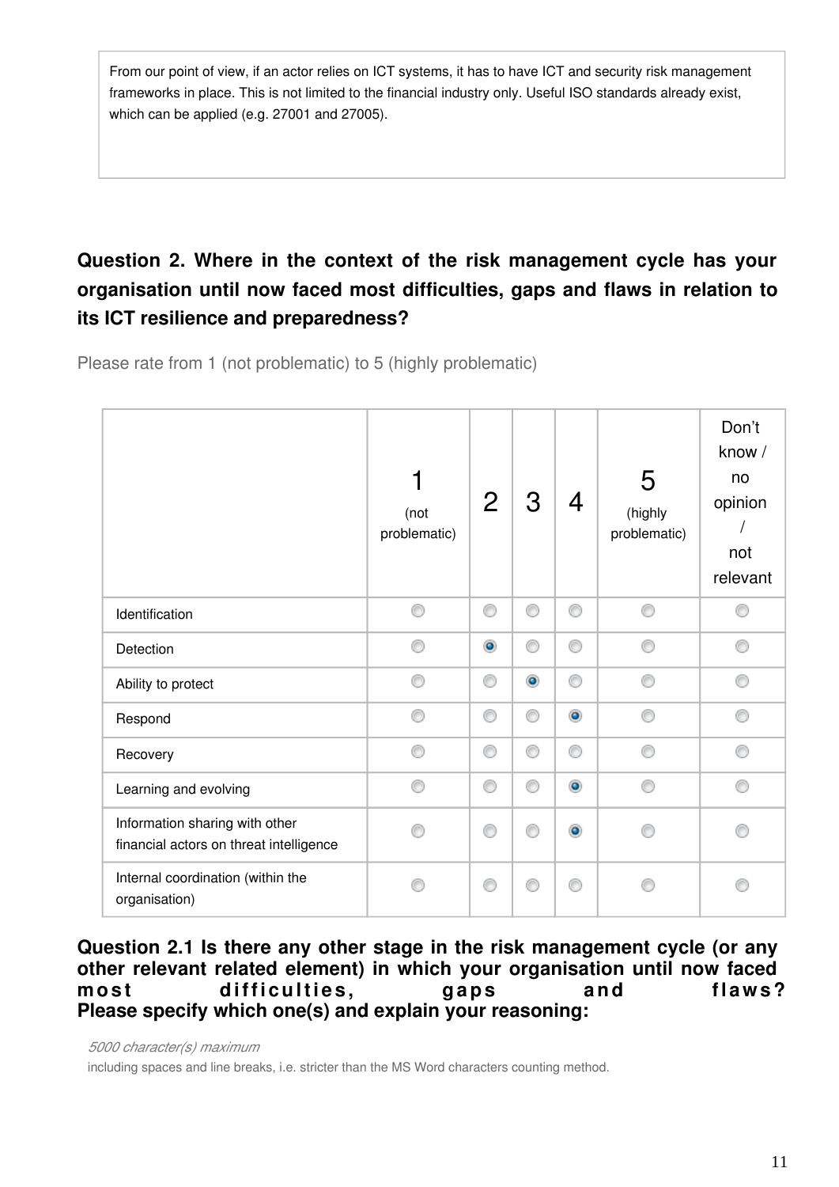From our point of view, if an actor relies on ICT systems, it has to have ICT and security risk management frameworks in place. This is not limited to the financial industry only. Useful ISO standards already exist, which can be applied (e.g. 27001 and 27005).

## Question 2. Where in the context of the risk management cycle has your organisation until now faced most difficulties, gaps and flaws in relation to its ICT resilience and preparedness?

Please rate from 1 (not problematic) to 5 (highly problematic)

| | 1 (not problematic) | 2 | 3 | 4 | 5 (highly problematic) | Don't know / no opinion / not relevant |
|---|---|---|---|---|---|---|
| Identification | | | | | | |
| Detection | | X | | | | |
| Ability to protect | | | X | | | |
| Respond | | | | X | | |
| Recovery | | | | | | |
| Learning and evolving | | | | X | | |
| Information sharing with other financial actors on threat intelligence | | | | X | | |
| Internal coordination (within the organisation) | | | | | | |

**Question 2.1 Is there any other stage in the risk management cycle (or any other relevant related element) in which your organisation until now faced most difficulties, gaps and flaws? Please specify which one(s) and explain your reasoning:**

*5000 character(s) maximum*

including spaces and line breaks, i.e. stricter than the MS Word characters counting method.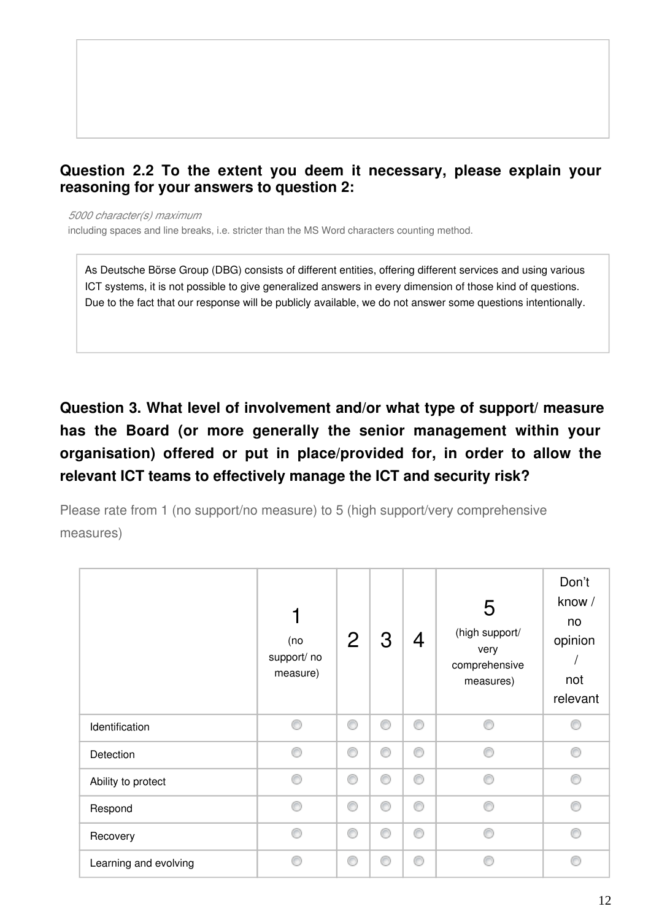**Question 2.2 To the extent you deem it necessary, please explain your reasoning for your answers to question 2:**

*5000 character(s) maximum*

including spaces and line breaks, i.e. stricter than the MS Word characters counting method.

As Deutsche Börse Group (DBG) consists of different entities, offering different services and using various ICT systems, it is not possible to give generalized answers in every dimension of those kind of questions. Due to the fact that our response will be publicly available, we do not answer some questions intentionally.

## Question 3. What level of involvement and/or what type of support/ measure has the Board (or more generally the senior management within your organisation) offered or put in place/provided for, in order to allow the relevant ICT teams to effectively manage the ICT and security risk?

Please rate from 1 (no support/no measure) to 5 (high support/very comprehensive measures)

| | 1 (no support/ no measure) | 2 | 3 | 4 | 5 (high support/ very comprehensive measures) | Don't know / no opinion / not relevant |
|---|---|---|---|---|---|---|
| Identification | ◯ | ◯ | ◯ | ◯ | ◯ | ◯ |
| Detection | ◯ | ◯ | ◯ | ◯ | ◯ | ◯ |
| Ability to protect | ◯ | ◯ | ◯ | ◯ | ◯ | ◯ |
| Respond | ◯ | ◯ | ◯ | ◯ | ◯ | ◯ |
| Recovery | ◯ | ◯ | ◯ | ◯ | ◯ | ◯ |
| Learning and evolving | ◯ | ◯ | ◯ | ◯ | ◯ | ◯ |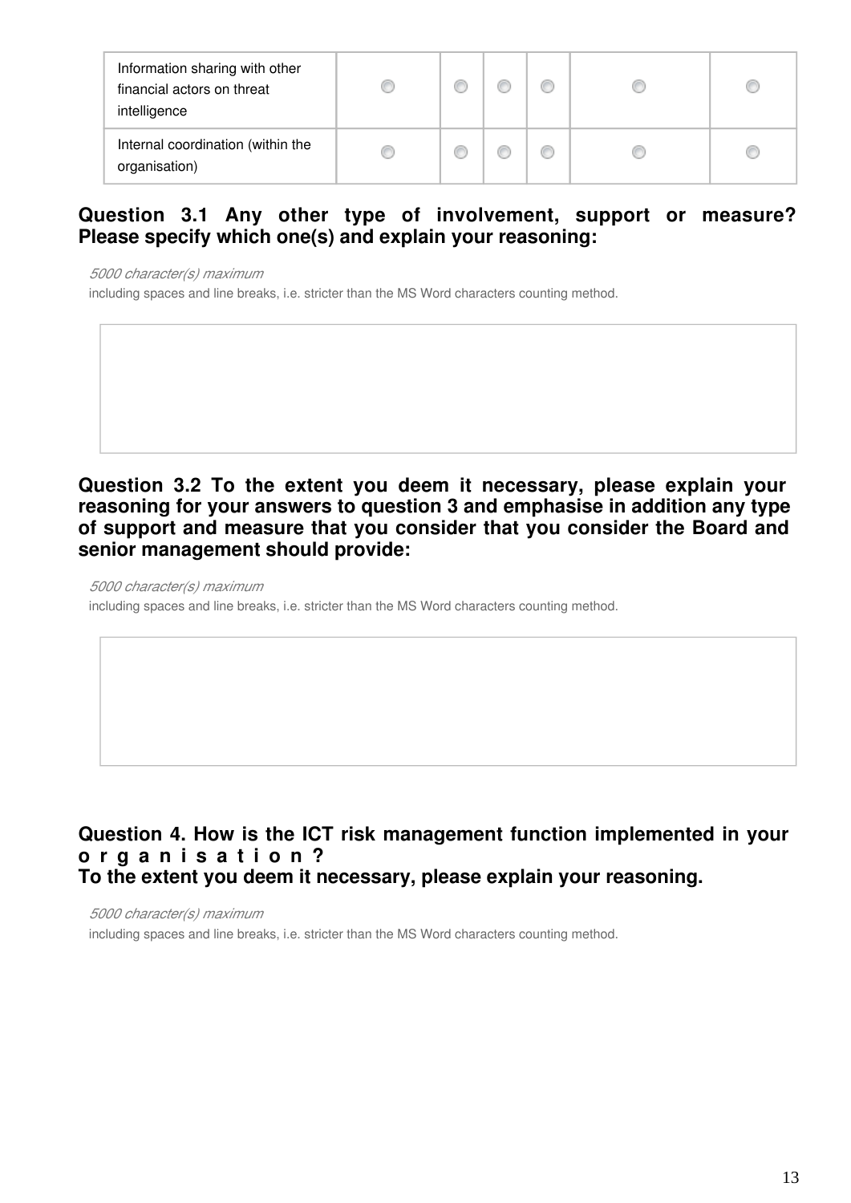| | | | | | | |
|---|---|---|---|---|---|---|
| Information sharing with other financial actors on threat intelligence | ◯ | ◯ | ◯ | ◯ | ◯ | ◯ |
| Internal coordination (within the organisation) | ◯ | ◯ | ◯ | ◯ | ◯ | ◯ |

### Question 3.1 Any other type of involvement, support or measure? Please specify which one(s) and explain your reasoning:

*5000 character(s) maximum*

including spaces and line breaks, i.e. stricter than the MS Word characters counting method.

### Question 3.2 To the extent you deem it necessary, please explain your reasoning for your answers to question 3 and emphasise in addition any type of support and measure that you consider that you consider the Board and senior management should provide:

*5000 character(s) maximum*

including spaces and line breaks, i.e. stricter than the MS Word characters counting method.

### Question 4. How is the ICT risk management function implemented in your organisation? To the extent you deem it necessary, please explain your reasoning.

*5000 character(s) maximum*

including spaces and line breaks, i.e. stricter than the MS Word characters counting method.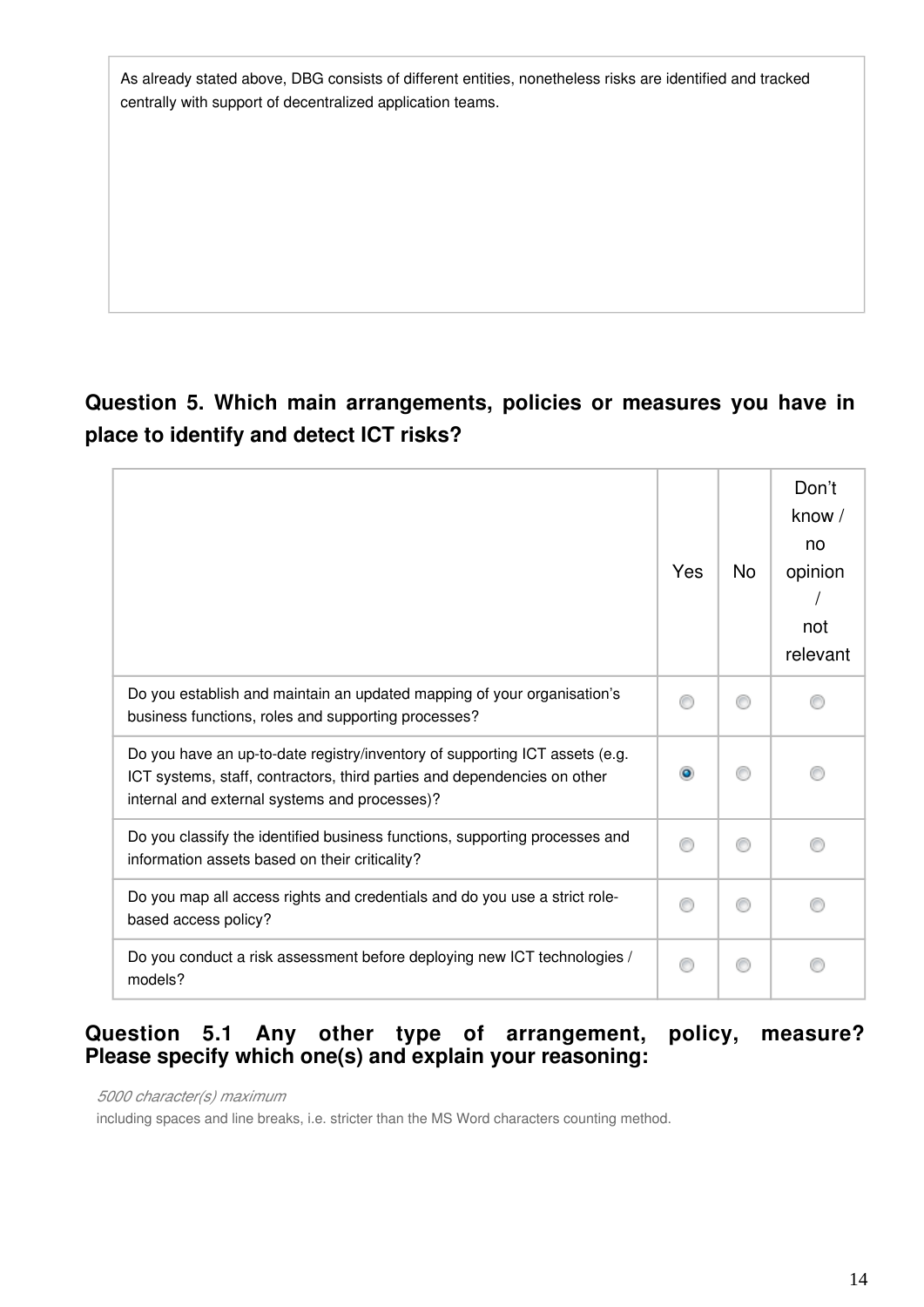As already stated above, DBG consists of different entities, nonetheless risks are identified and tracked centrally with support of decentralized application teams.

## Question 5. Which main arrangements, policies or measures you have in place to identify and detect ICT risks?

| | Yes | No | Don't know / no opinion / not relevant |
|---|---|---|---|
| Do you establish and maintain an updated mapping of your organisation's business functions, roles and supporting processes? | | | |
| Do you have an up-to-date registry/inventory of supporting ICT assets (e.g. ICT systems, staff, contractors, third parties and dependencies on other internal and external systems and processes)? | X | | |
| Do you classify the identified business functions, supporting processes and information assets based on their criticality? | | | |
| Do you map all access rights and credentials and do you use a strict role-based access policy? | | | |
| Do you conduct a risk assessment before deploying new ICT technologies / models? | | | |

### Question 5.1 Any other type of arrangement, policy, measure? Please specify which one(s) and explain your reasoning:

*5000 character(s) maximum*

including spaces and line breaks, i.e. stricter than the MS Word characters counting method.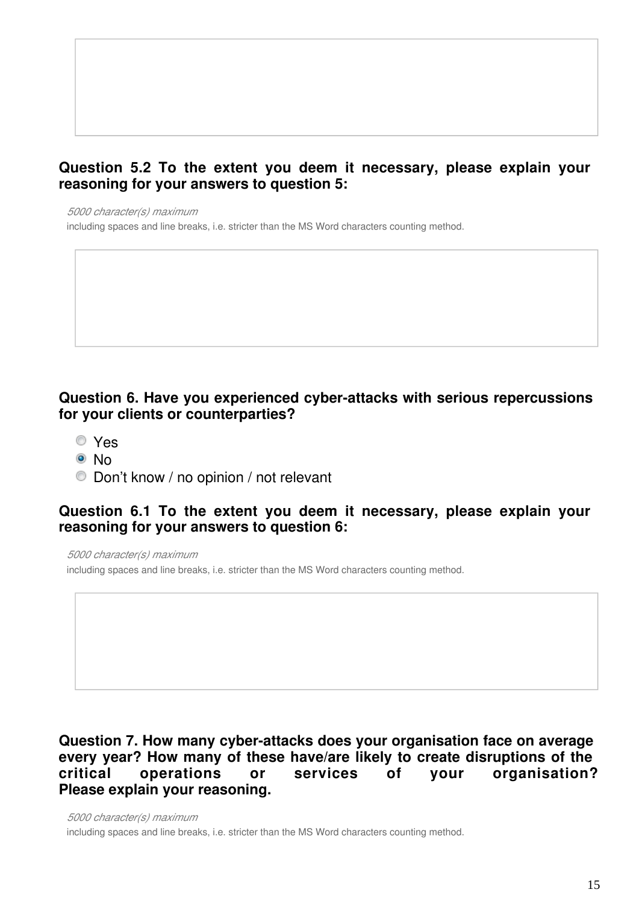**Question 5.2 To the extent you deem it necessary, please explain your reasoning for your answers to question 5:**

*5000 character(s) maximum*

including spaces and line breaks, i.e. stricter than the MS Word characters counting method.

**Question 6. Have you experienced cyber-attacks with serious repercussions for your clients or counterparties?**

- ○ Yes
- ◉ No
- ○ Don't know / no opinion / not relevant

**Question 6.1 To the extent you deem it necessary, please explain your reasoning for your answers to question 6:**

*5000 character(s) maximum*

including spaces and line breaks, i.e. stricter than the MS Word characters counting method.

**Question 7. How many cyber-attacks does your organisation face on average every year? How many of these have/are likely to create disruptions of the critical operations or services of your organisation? Please explain your reasoning.**

*5000 character(s) maximum*

including spaces and line breaks, i.e. stricter than the MS Word characters counting method.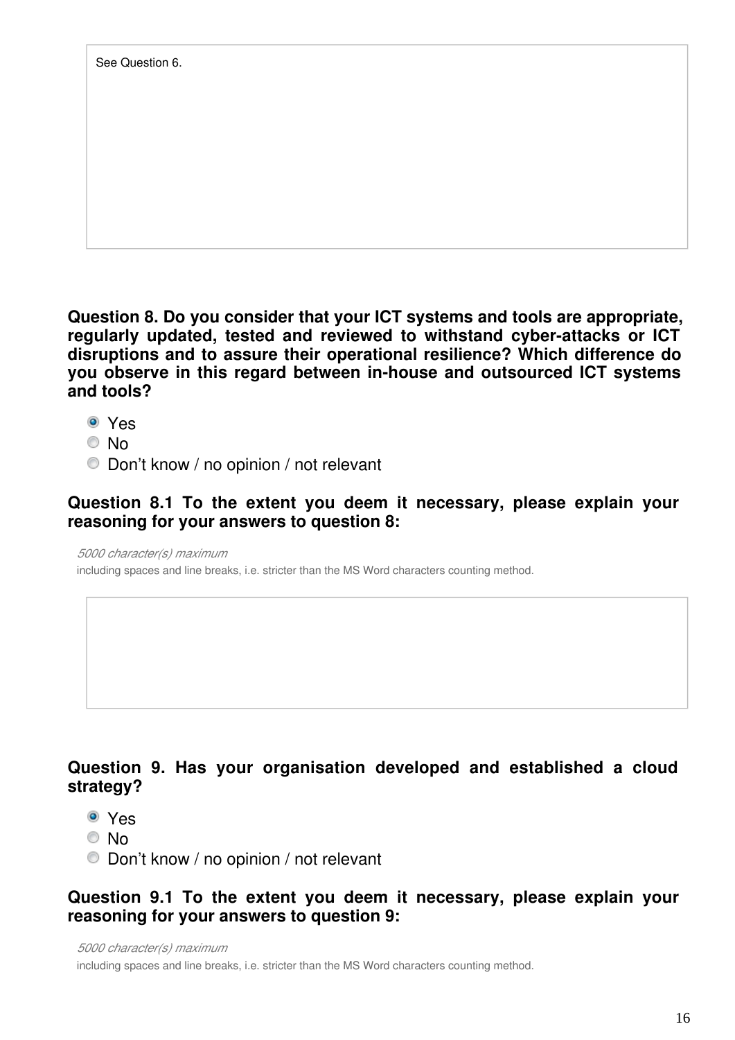See Question 6.

**Question 8. Do you consider that your ICT systems and tools are appropriate, regularly updated, tested and reviewed to withstand cyber-attacks or ICT disruptions and to assure their operational resilience? Which difference do you observe in this regard between in-house and outsourced ICT systems and tools?**

- [x] Yes
- [ ] No
- [ ] Don't know / no opinion / not relevant

**Question 8.1 To the extent you deem it necessary, please explain your reasoning for your answers to question 8:**

*5000 character(s) maximum*

including spaces and line breaks, i.e. stricter than the MS Word characters counting method.

**Question 9. Has your organisation developed and established a cloud strategy?**

- [x] Yes
- [ ] No
- [ ] Don't know / no opinion / not relevant

**Question 9.1 To the extent you deem it necessary, please explain your reasoning for your answers to question 9:**

*5000 character(s) maximum*

including spaces and line breaks, i.e. stricter than the MS Word characters counting method.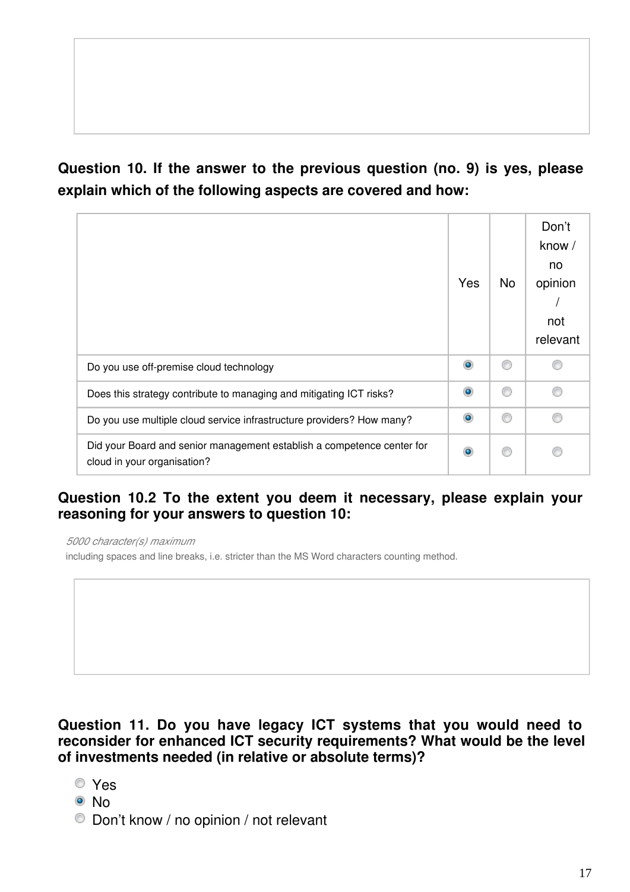**Question 10. If the answer to the previous question (no. 9) is yes, please explain which of the following aspects are covered and how:**

| | Yes | No | Don't know / no opinion / not relevant |
|---|---|---|---|
| Do you use off-premise cloud technology | ◉ | ○ | ○ |
| Does this strategy contribute to managing and mitigating ICT risks? | ◉ | ○ | ○ |
| Do you use multiple cloud service infrastructure providers? How many? | ◉ | ○ | ○ |
| Did your Board and senior management establish a competence center for cloud in your organisation? | ◉ | ○ | ○ |

**Question 10.2 To the extent you deem it necessary, please explain your reasoning for your answers to question 10:**

*5000 character(s) maximum*

including spaces and line breaks, i.e. stricter than the MS Word characters counting method.

**Question 11. Do you have legacy ICT systems that you would need to reconsider for enhanced ICT security requirements? What would be the level of investments needed (in relative or absolute terms)?**

- ○ Yes
- ◉ No
- ○ Don't know / no opinion / not relevant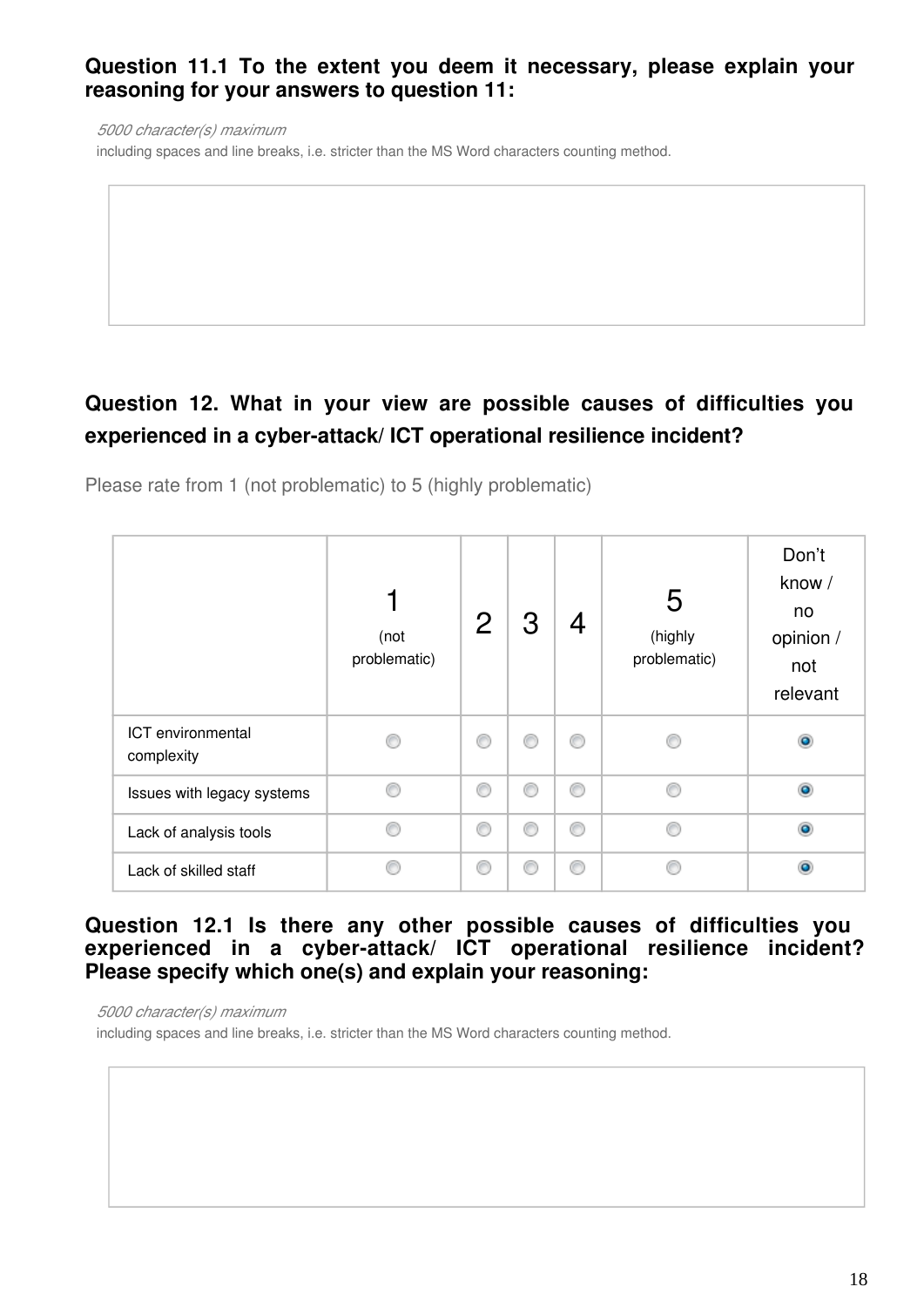**Question 11.1 To the extent you deem it necessary, please explain your reasoning for your answers to question 11:**

*5000 character(s) maximum*

including spaces and line breaks, i.e. stricter than the MS Word characters counting method.

**Question 12. What in your view are possible causes of difficulties you experienced in a cyber-attack/ ICT operational resilience incident?**

Please rate from 1 (not problematic) to 5 (highly problematic)

| | 1 (not problematic) | 2 | 3 | 4 | 5 (highly problematic) | Don't know / no opinion / not relevant |
|---|---|---|---|---|---|---|
| ICT environmental complexity | | | | | | X |
| Issues with legacy systems | | | | | | X |
| Lack of analysis tools | | | | | | X |
| Lack of skilled staff | | | | | | X |

**Question 12.1 Is there any other possible causes of difficulties you experienced in a cyber-attack/ ICT operational resilience incident? Please specify which one(s) and explain your reasoning:**

*5000 character(s) maximum*

including spaces and line breaks, i.e. stricter than the MS Word characters counting method.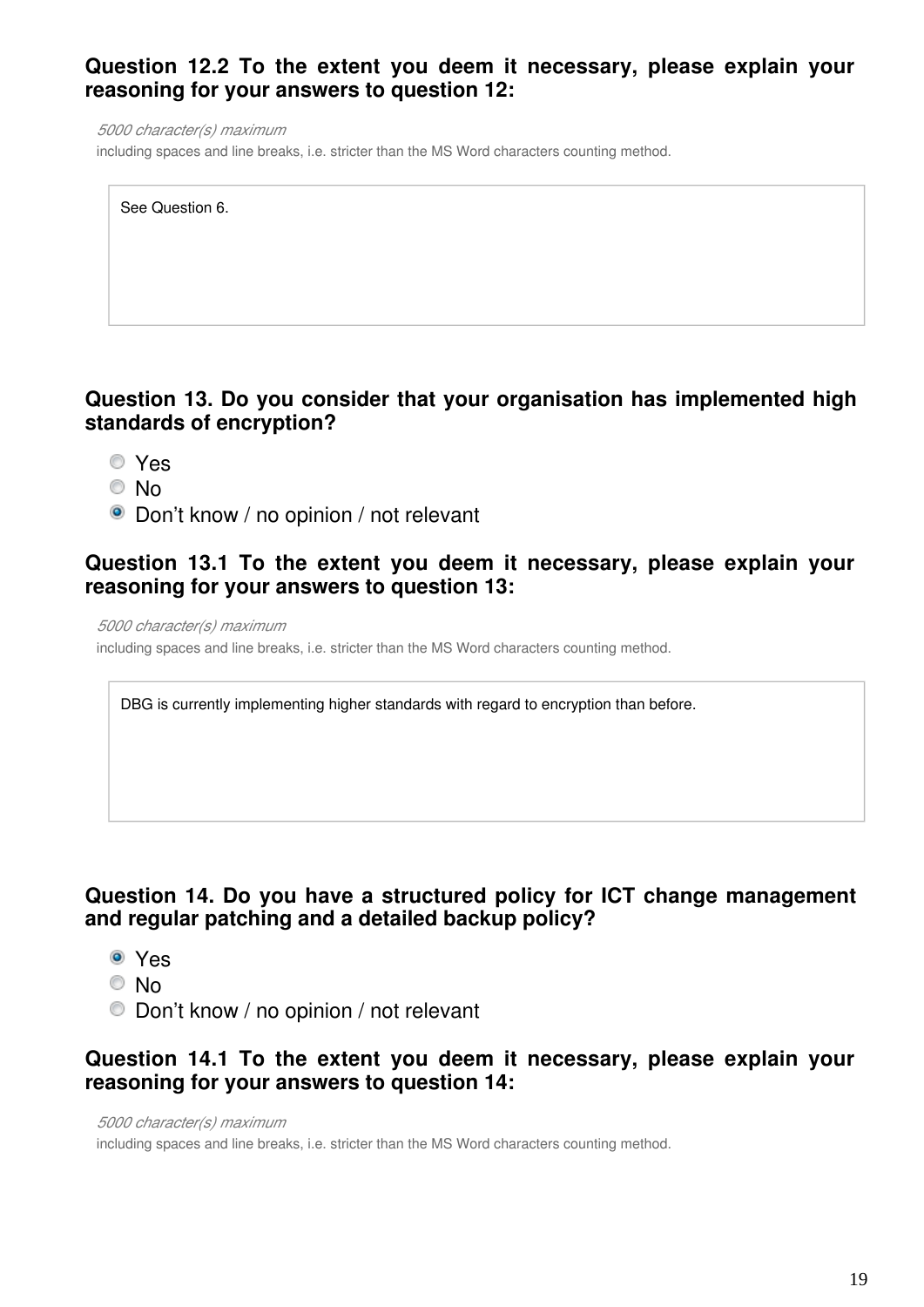**Question 12.2 To the extent you deem it necessary, please explain your reasoning for your answers to question 12:**

*5000 character(s) maximum*

including spaces and line breaks, i.e. stricter than the MS Word characters counting method.

See Question 6.

**Question 13. Do you consider that your organisation has implemented high standards of encryption?**

- Yes
- No
- ● Don't know / no opinion / not relevant

**Question 13.1 To the extent you deem it necessary, please explain your reasoning for your answers to question 13:**

*5000 character(s) maximum*

including spaces and line breaks, i.e. stricter than the MS Word characters counting method.

DBG is currently implementing higher standards with regard to encryption than before.

**Question 14. Do you have a structured policy for ICT change management and regular patching and a detailed backup policy?**

- ● Yes
- No
- Don't know / no opinion / not relevant

**Question 14.1 To the extent you deem it necessary, please explain your reasoning for your answers to question 14:**

*5000 character(s) maximum*

including spaces and line breaks, i.e. stricter than the MS Word characters counting method.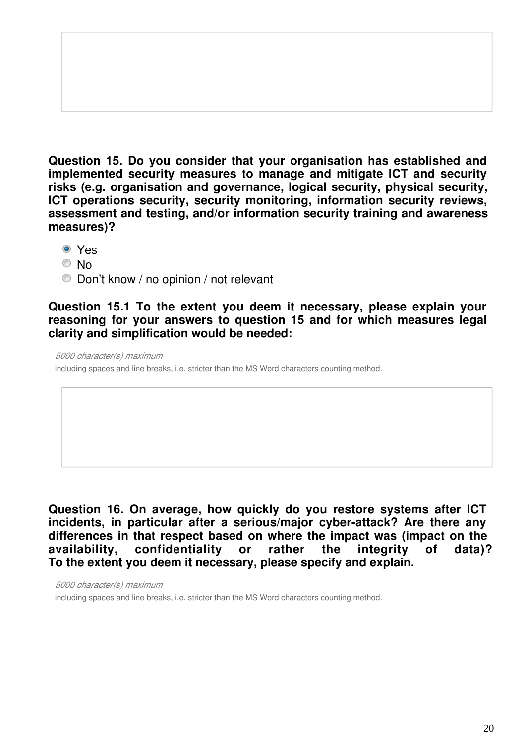**Question 15. Do you consider that your organisation has established and implemented security measures to manage and mitigate ICT and security risks (e.g. organisation and governance, logical security, physical security, ICT operations security, security monitoring, information security reviews, assessment and testing, and/or information security training and awareness measures)?**

- ◉ Yes
- ○ No
- ○ Don't know / no opinion / not relevant

**Question 15.1 To the extent you deem it necessary, please explain your reasoning for your answers to question 15 and for which measures legal clarity and simplification would be needed:**

*5000 character(s) maximum*

including spaces and line breaks, i.e. stricter than the MS Word characters counting method.

**Question 16. On average, how quickly do you restore systems after ICT incidents, in particular after a serious/major cyber-attack? Are there any differences in that respect based on where the impact was (impact on the availability, confidentiality or rather the integrity of data)? To the extent you deem it necessary, please specify and explain.**

*5000 character(s) maximum*

including spaces and line breaks, i.e. stricter than the MS Word characters counting method.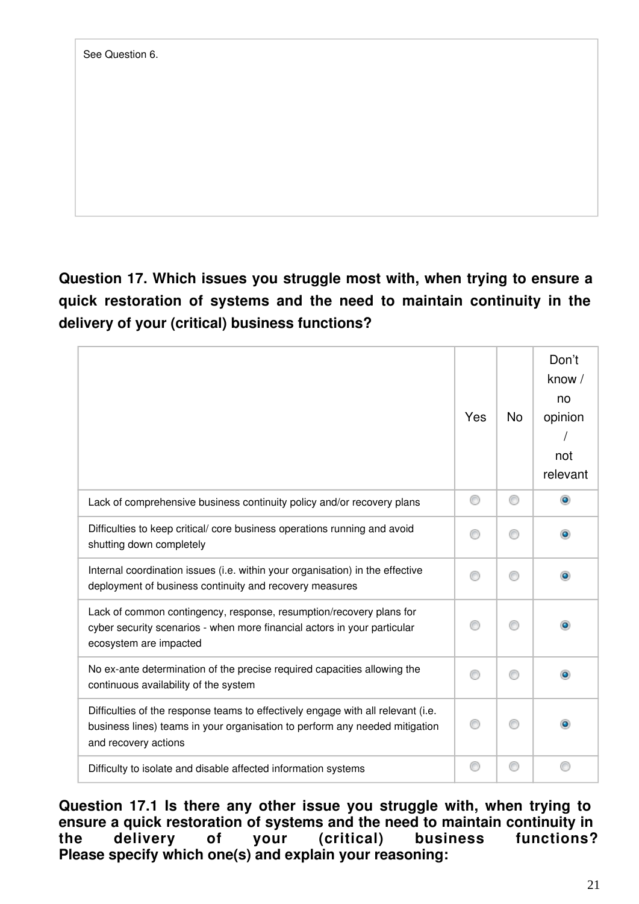See Question 6.

**Question 17. Which issues you struggle most with, when trying to ensure a quick restoration of systems and the need to maintain continuity in the delivery of your (critical) business functions?**

| | Yes | No | Don't know / no opinion / not relevant |
|---|---|---|---|
| Lack of comprehensive business continuity policy and/or recovery plans | ○ | ○ | ● |
| Difficulties to keep critical/ core business operations running and avoid shutting down completely | ○ | ○ | ● |
| Internal coordination issues (i.e. within your organisation) in the effective deployment of business continuity and recovery measures | ○ | ○ | ● |
| Lack of common contingency, response, resumption/recovery plans for cyber security scenarios - when more financial actors in your particular ecosystem are impacted | ○ | ○ | ● |
| No ex-ante determination of the precise required capacities allowing the continuous availability of the system | ○ | ○ | ● |
| Difficulties of the response teams to effectively engage with all relevant (i.e. business lines) teams in your organisation to perform any needed mitigation and recovery actions | ○ | ○ | ● |
| Difficulty to isolate and disable affected information systems | ○ | ○ | ○ |

**Question 17.1 Is there any other issue you struggle with, when trying to ensure a quick restoration of systems and the need to maintain continuity in the delivery of your (critical) business functions? Please specify which one(s) and explain your reasoning:**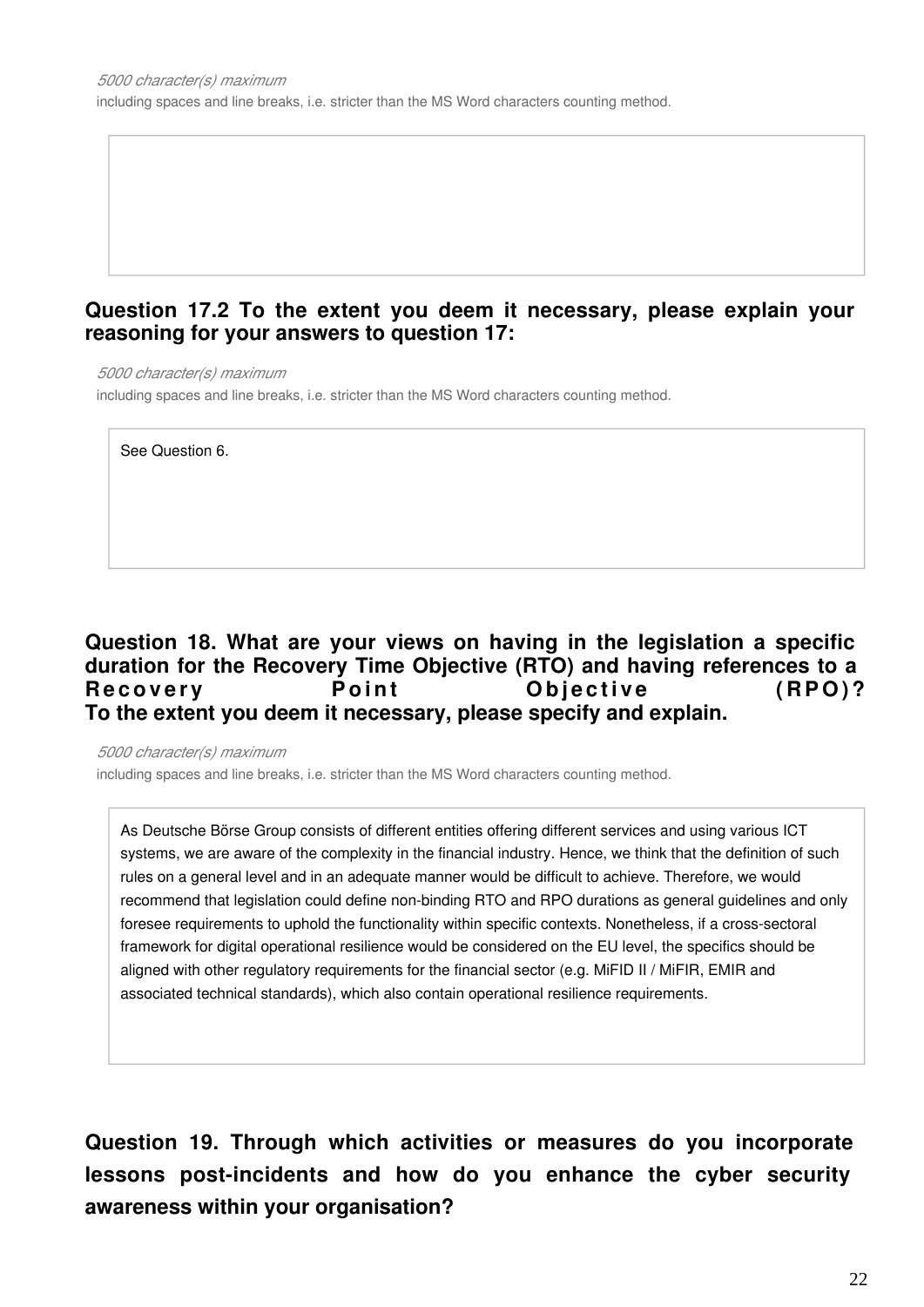*5000 character(s) maximum*

including spaces and line breaks, i.e. stricter than the MS Word characters counting method.

### Question 17.2 To the extent you deem it necessary, please explain your reasoning for your answers to question 17:

*5000 character(s) maximum*

including spaces and line breaks, i.e. stricter than the MS Word characters counting method.

See Question 6.

### Question 18. What are your views on having in the legislation a specific duration for the Recovery Time Objective (RTO) and having references to a Recovery Point Objective (RPO)? To the extent you deem it necessary, please specify and explain.

*5000 character(s) maximum*

including spaces and line breaks, i.e. stricter than the MS Word characters counting method.

As Deutsche Börse Group consists of different entities offering different services and using various ICT systems, we are aware of the complexity in the financial industry. Hence, we think that the definition of such rules on a general level and in an adequate manner would be difficult to achieve. Therefore, we would recommend that legislation could define non-binding RTO and RPO durations as general guidelines and only foresee requirements to uphold the functionality within specific contexts. Nonetheless, if a cross-sectoral framework for digital operational resilience would be considered on the EU level, the specifics should be aligned with other regulatory requirements for the financial sector (e.g. MiFID II / MiFIR, EMIR and associated technical standards), which also contain operational resilience requirements.

### Question 19. Through which activities or measures do you incorporate lessons post-incidents and how do you enhance the cyber security awareness within your organisation?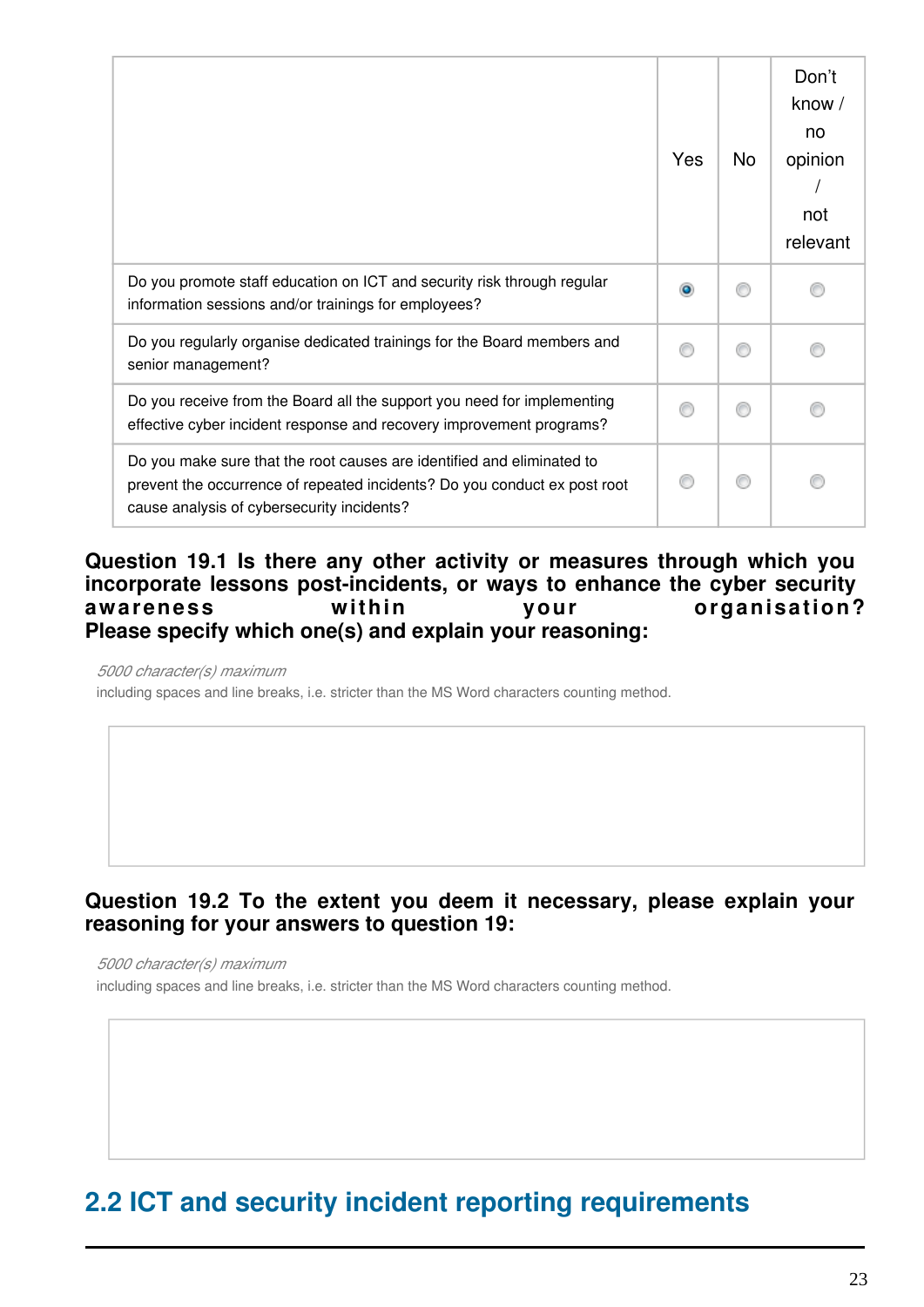| | Yes | No | Don't know / no opinion / not relevant |
|---|---|---|---|
| Do you promote staff education on ICT and security risk through regular information sessions and/or trainings for employees? | ◉ | ○ | ○ |
| Do you regularly organise dedicated trainings for the Board members and senior management? | ○ | ○ | ○ |
| Do you receive from the Board all the support you need for implementing effective cyber incident response and recovery improvement programs? | ○ | ○ | ○ |
| Do you make sure that the root causes are identified and eliminated to prevent the occurrence of repeated incidents? Do you conduct ex post root cause analysis of cybersecurity incidents? | ○ | ○ | ○ |

**Question 19.1 Is there any other activity or measures through which you incorporate lessons post-incidents, or ways to enhance the cyber security awareness within your organisation? Please specify which one(s) and explain your reasoning:**

*5000 character(s) maximum*
including spaces and line breaks, i.e. stricter than the MS Word characters counting method.

**Question 19.2 To the extent you deem it necessary, please explain your reasoning for your answers to question 19:**

*5000 character(s) maximum*
including spaces and line breaks, i.e. stricter than the MS Word characters counting method.

## 2.2 ICT and security incident reporting requirements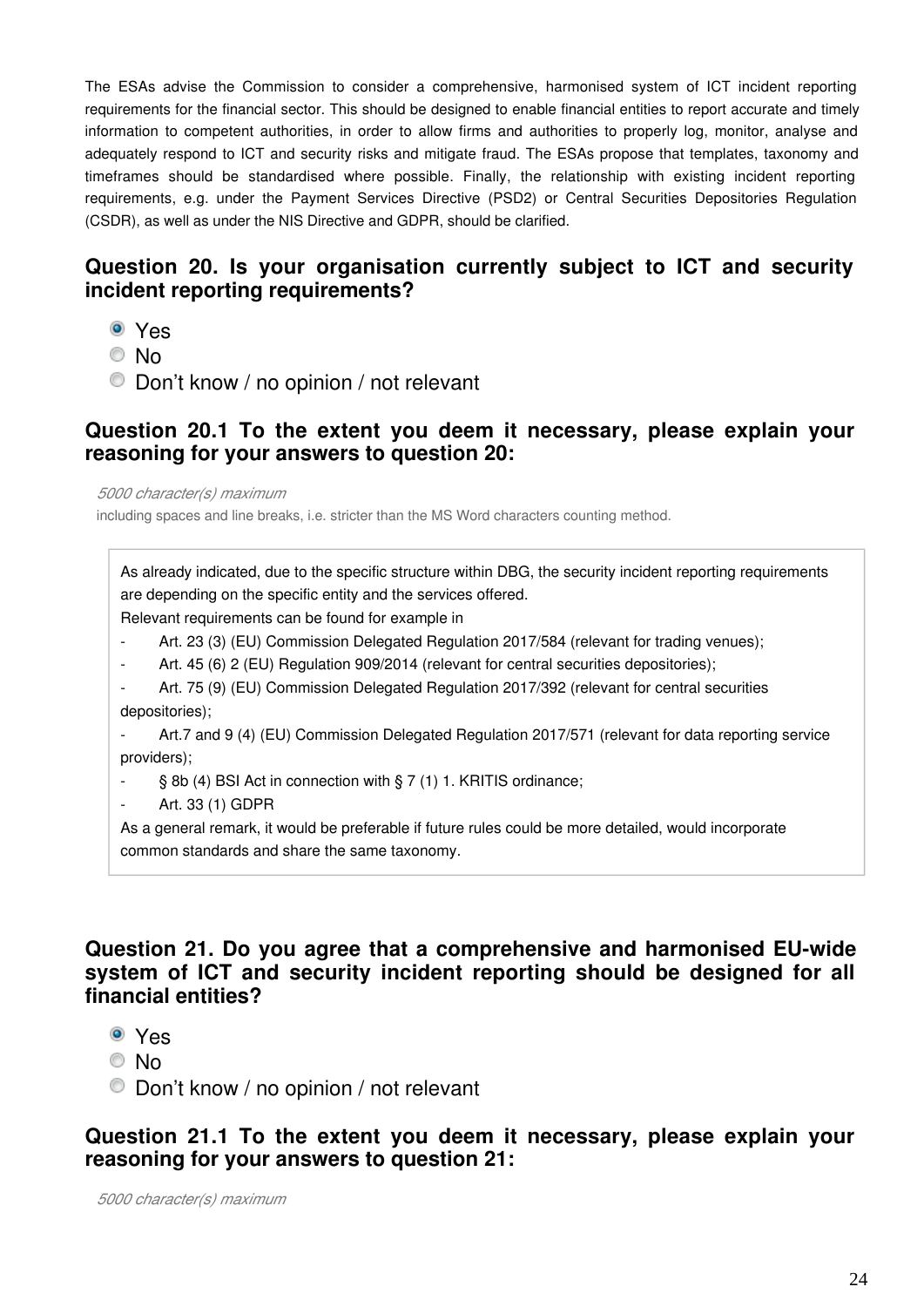The ESAs advise the Commission to consider a comprehensive, harmonised system of ICT incident reporting requirements for the financial sector. This should be designed to enable financial entities to report accurate and timely information to competent authorities, in order to allow firms and authorities to properly log, monitor, analyse and adequately respond to ICT and security risks and mitigate fraud. The ESAs propose that templates, taxonomy and timeframes should be standardised where possible. Finally, the relationship with existing incident reporting requirements, e.g. under the Payment Services Directive (PSD2) or Central Securities Depositories Regulation (CSDR), as well as under the NIS Directive and GDPR, should be clarified.

### Question 20. Is your organisation currently subject to ICT and security incident reporting requirements?

- (x) Yes
- ( ) No
- ( ) Don't know / no opinion / not relevant

### Question 20.1 To the extent you deem it necessary, please explain your reasoning for your answers to question 20:

*5000 character(s) maximum*

including spaces and line breaks, i.e. stricter than the MS Word characters counting method.

> As already indicated, due to the specific structure within DBG, the security incident reporting requirements are depending on the specific entity and the services offered.
>
> Relevant requirements can be found for example in
>
> - Art. 23 (3) (EU) Commission Delegated Regulation 2017/584 (relevant for trading venues);
> - Art. 45 (6) 2 (EU) Regulation 909/2014 (relevant for central securities depositories);
> - Art. 75 (9) (EU) Commission Delegated Regulation 2017/392 (relevant for central securities depositories);
> - Art.7 and 9 (4) (EU) Commission Delegated Regulation 2017/571 (relevant for data reporting service providers);
> - § 8b (4) BSI Act in connection with § 7 (1) 1. KRITIS ordinance;
> - Art. 33 (1) GDPR
>
> As a general remark, it would be preferable if future rules could be more detailed, would incorporate common standards and share the same taxonomy.

### Question 21. Do you agree that a comprehensive and harmonised EU-wide system of ICT and security incident reporting should be designed for all financial entities?

- (x) Yes
- ( ) No
- ( ) Don't know / no opinion / not relevant

### Question 21.1 To the extent you deem it necessary, please explain your reasoning for your answers to question 21:

*5000 character(s) maximum*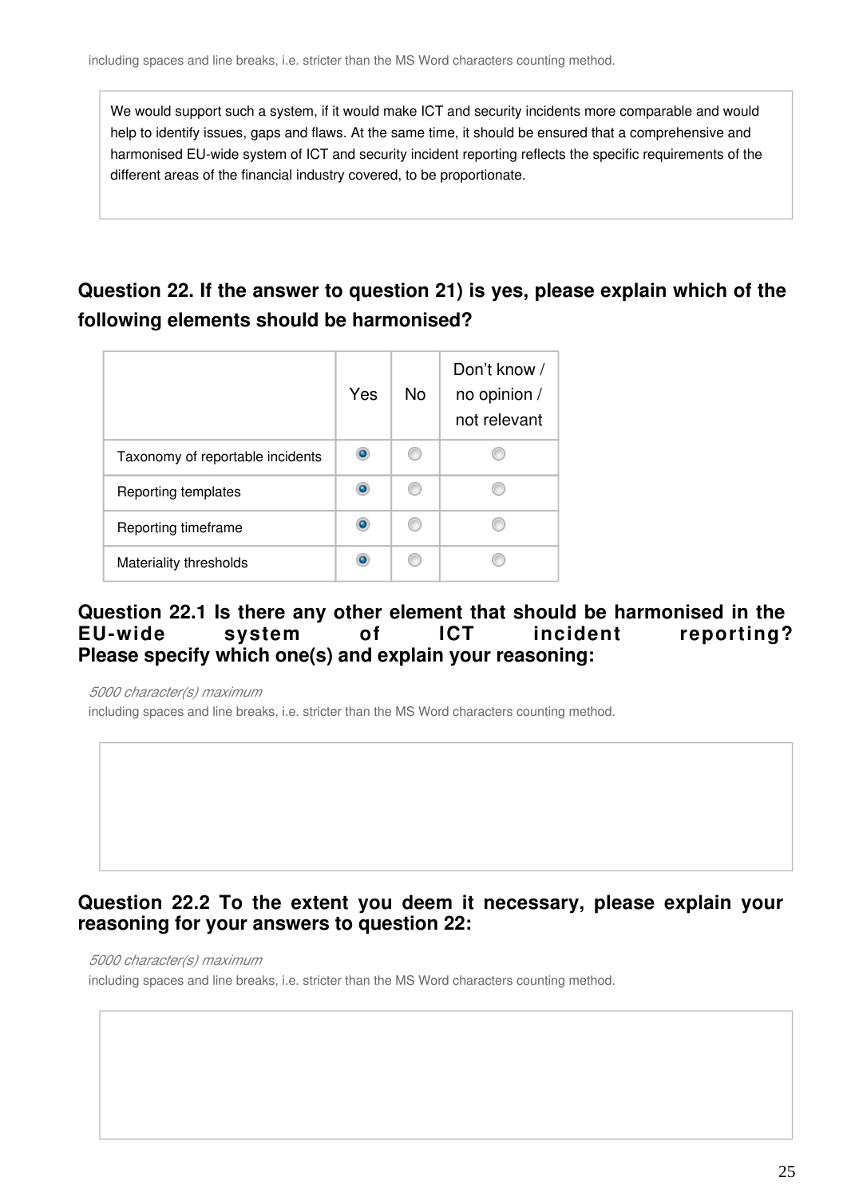including spaces and line breaks, i.e. stricter than the MS Word characters counting method.

We would support such a system, if it would make ICT and security incidents more comparable and would help to identify issues, gaps and flaws. At the same time, it should be ensured that a comprehensive and harmonised EU-wide system of ICT and security incident reporting reflects the specific requirements of the different areas of the financial industry covered, to be proportionate.

### Question 22. If the answer to question 21) is yes, please explain which of the following elements should be harmonised?

| | Yes | No | Don't know / no opinion / not relevant |
|---|---|---|---|
| Taxonomy of reportable incidents | ● | ○ | ○ |
| Reporting templates | ● | ○ | ○ |
| Reporting timeframe | ● | ○ | ○ |
| Materiality thresholds | ● | ○ | ○ |

### Question 22.1 Is there any other element that should be harmonised in the EU-wide system of ICT incident reporting? Please specify which one(s) and explain your reasoning:

*5000 character(s) maximum*

including spaces and line breaks, i.e. stricter than the MS Word characters counting method.

### Question 22.2 To the extent you deem it necessary, please explain your reasoning for your answers to question 22:

*5000 character(s) maximum*

including spaces and line breaks, i.e. stricter than the MS Word characters counting method.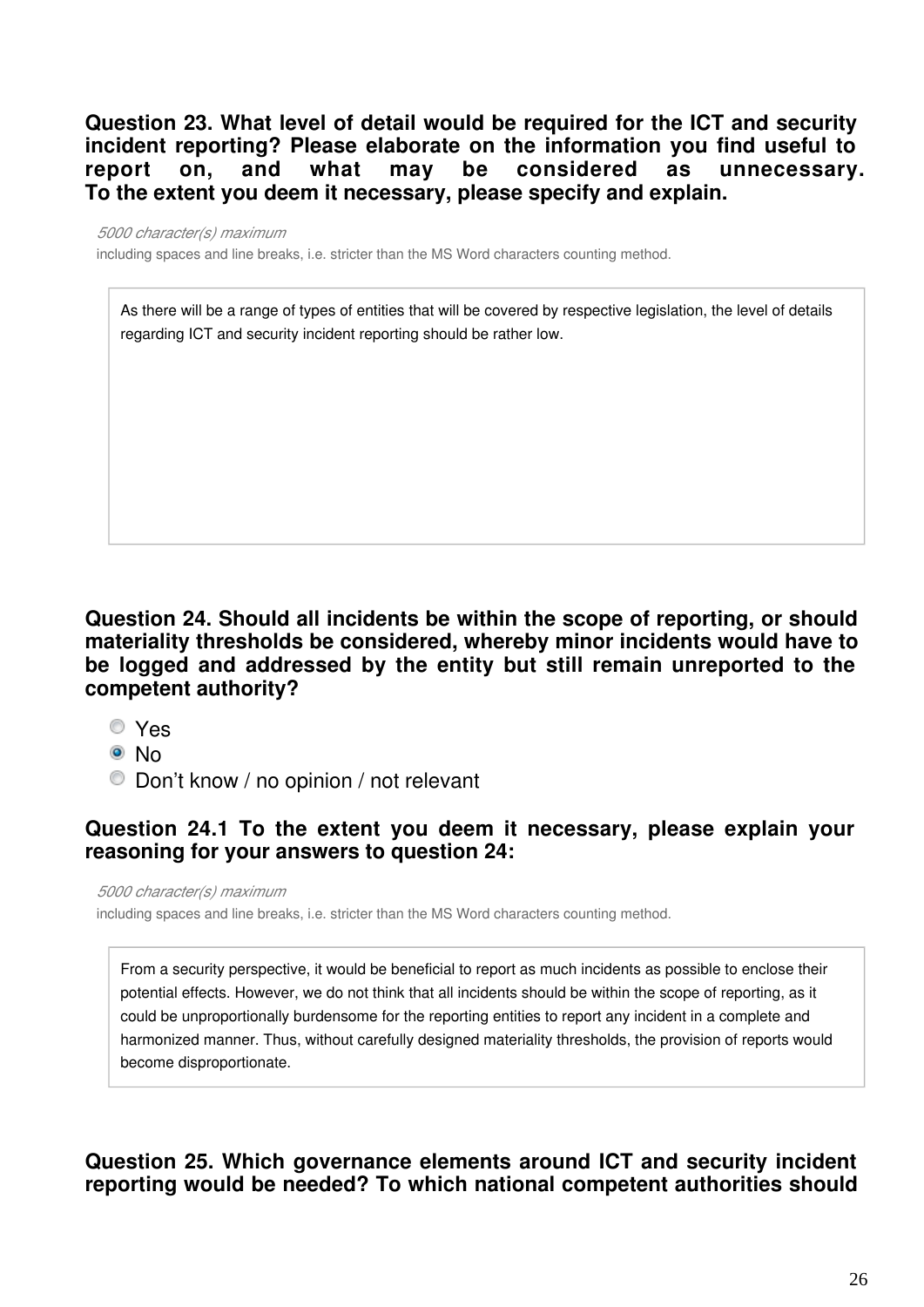**Question 23. What level of detail would be required for the ICT and security incident reporting? Please elaborate on the information you find useful to report on, and what may be considered as unnecessary. To the extent you deem it necessary, please specify and explain.**

*5000 character(s) maximum*

including spaces and line breaks, i.e. stricter than the MS Word characters counting method.

> As there will be a range of types of entities that will be covered by respective legislation, the level of details regarding ICT and security incident reporting should be rather low.

**Question 24. Should all incidents be within the scope of reporting, or should materiality thresholds be considered, whereby minor incidents would have to be logged and addressed by the entity but still remain unreported to the competent authority?**

- ○ Yes
- ● No
- ○ Don't know / no opinion / not relevant

**Question 24.1 To the extent you deem it necessary, please explain your reasoning for your answers to question 24:**

*5000 character(s) maximum*

including spaces and line breaks, i.e. stricter than the MS Word characters counting method.

> From a security perspective, it would be beneficial to report as much incidents as possible to enclose their potential effects. However, we do not think that all incidents should be within the scope of reporting, as it could be unproportionally burdensome for the reporting entities to report any incident in a complete and harmonized manner. Thus, without carefully designed materiality thresholds, the provision of reports would become disproportionate.

**Question 25. Which governance elements around ICT and security incident reporting would be needed? To which national competent authorities should**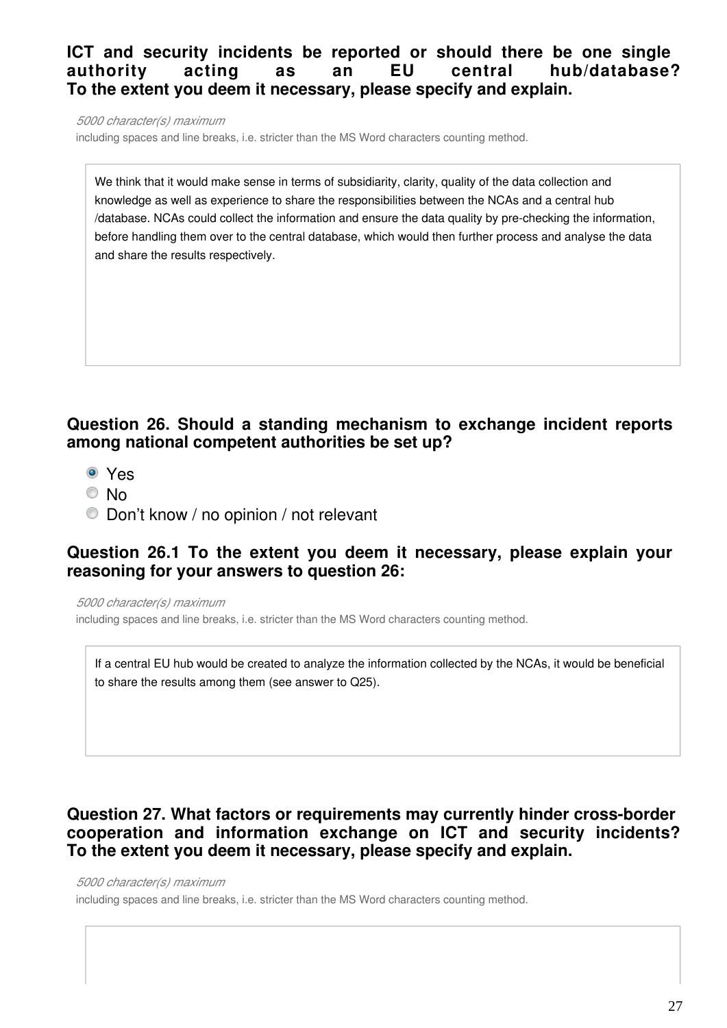**ICT and security incidents be reported or should there be one single authority acting as an EU central hub/database? To the extent you deem it necessary, please specify and explain.**

*5000 character(s) maximum*

including spaces and line breaks, i.e. stricter than the MS Word characters counting method.

We think that it would make sense in terms of subsidiarity, clarity, quality of the data collection and knowledge as well as experience to share the responsibilities between the NCAs and a central hub /database. NCAs could collect the information and ensure the data quality by pre-checking the information, before handling them over to the central database, which would then further process and analyse the data and share the results respectively.

### Question 26. Should a standing mechanism to exchange incident reports among national competent authorities be set up?

- (x) Yes
- ( ) No
- ( ) Don't know / no opinion / not relevant

### Question 26.1 To the extent you deem it necessary, please explain your reasoning for your answers to question 26:

*5000 character(s) maximum*

including spaces and line breaks, i.e. stricter than the MS Word characters counting method.

If a central EU hub would be created to analyze the information collected by the NCAs, it would be beneficial to share the results among them (see answer to Q25).

### Question 27. What factors or requirements may currently hinder cross-border cooperation and information exchange on ICT and security incidents? To the extent you deem it necessary, please specify and explain.

*5000 character(s) maximum*

including spaces and line breaks, i.e. stricter than the MS Word characters counting method.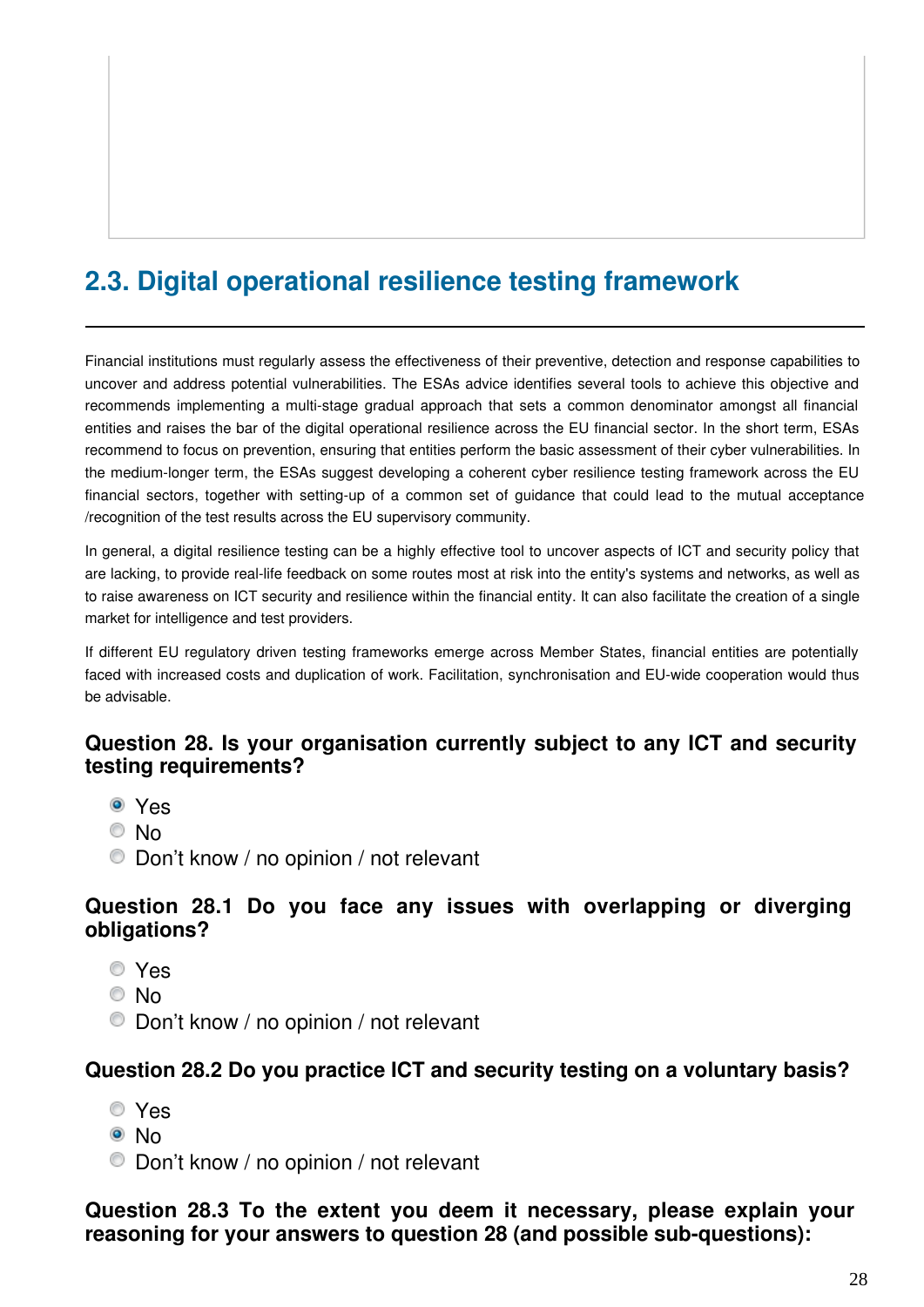## 2.3. Digital operational resilience testing framework

Financial institutions must regularly assess the effectiveness of their preventive, detection and response capabilities to uncover and address potential vulnerabilities. The ESAs advice identifies several tools to achieve this objective and recommends implementing a multi-stage gradual approach that sets a common denominator amongst all financial entities and raises the bar of the digital operational resilience across the EU financial sector. In the short term, ESAs recommend to focus on prevention, ensuring that entities perform the basic assessment of their cyber vulnerabilities. In the medium-longer term, the ESAs suggest developing a coherent cyber resilience testing framework across the EU financial sectors, together with setting-up of a common set of guidance that could lead to the mutual acceptance /recognition of the test results across the EU supervisory community.

In general, a digital resilience testing can be a highly effective tool to uncover aspects of ICT and security policy that are lacking, to provide real-life feedback on some routes most at risk into the entity's systems and networks, as well as to raise awareness on ICT security and resilience within the financial entity. It can also facilitate the creation of a single market for intelligence and test providers.

If different EU regulatory driven testing frameworks emerge across Member States, financial entities are potentially faced with increased costs and duplication of work. Facilitation, synchronisation and EU-wide cooperation would thus be advisable.

### Question 28. Is your organisation currently subject to any ICT and security testing requirements?

- [x] Yes
- [ ] No
- [ ] Don't know / no opinion / not relevant

### Question 28.1 Do you face any issues with overlapping or diverging obligations?

- [ ] Yes
- [ ] No
- [ ] Don't know / no opinion / not relevant

### Question 28.2 Do you practice ICT and security testing on a voluntary basis?

- [ ] Yes
- [x] No
- [ ] Don't know / no opinion / not relevant

### Question 28.3 To the extent you deem it necessary, please explain your reasoning for your answers to question 28 (and possible sub-questions):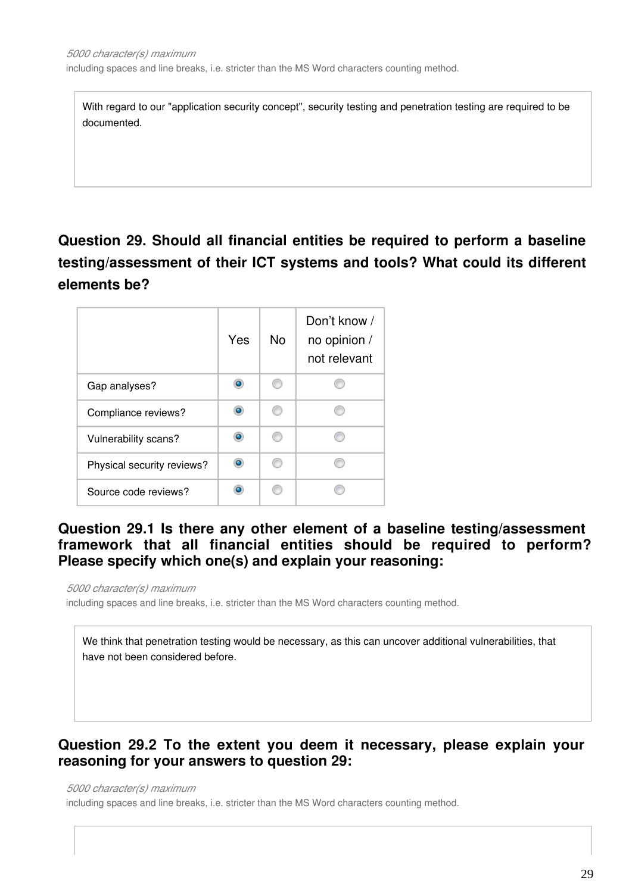*5000 character(s) maximum*

including spaces and line breaks, i.e. stricter than the MS Word characters counting method.

With regard to our "application security concept", security testing and penetration testing are required to be documented.

## Question 29. Should all financial entities be required to perform a baseline testing/assessment of their ICT systems and tools? What could its different elements be?

| | Yes | No | Don't know / no opinion / not relevant |
|---|---|---|---|
| Gap analyses? | ● | ○ | ○ |
| Compliance reviews? | ● | ○ | ○ |
| Vulnerability scans? | ● | ○ | ○ |
| Physical security reviews? | ● | ○ | ○ |
| Source code reviews? | ● | ○ | ○ |

### Question 29.1 Is there any other element of a baseline testing/assessment framework that all financial entities should be required to perform? Please specify which one(s) and explain your reasoning:

*5000 character(s) maximum*

including spaces and line breaks, i.e. stricter than the MS Word characters counting method.

We think that penetration testing would be necessary, as this can uncover additional vulnerabilities, that have not been considered before.

### Question 29.2 To the extent you deem it necessary, please explain your reasoning for your answers to question 29:

*5000 character(s) maximum*

including spaces and line breaks, i.e. stricter than the MS Word characters counting method.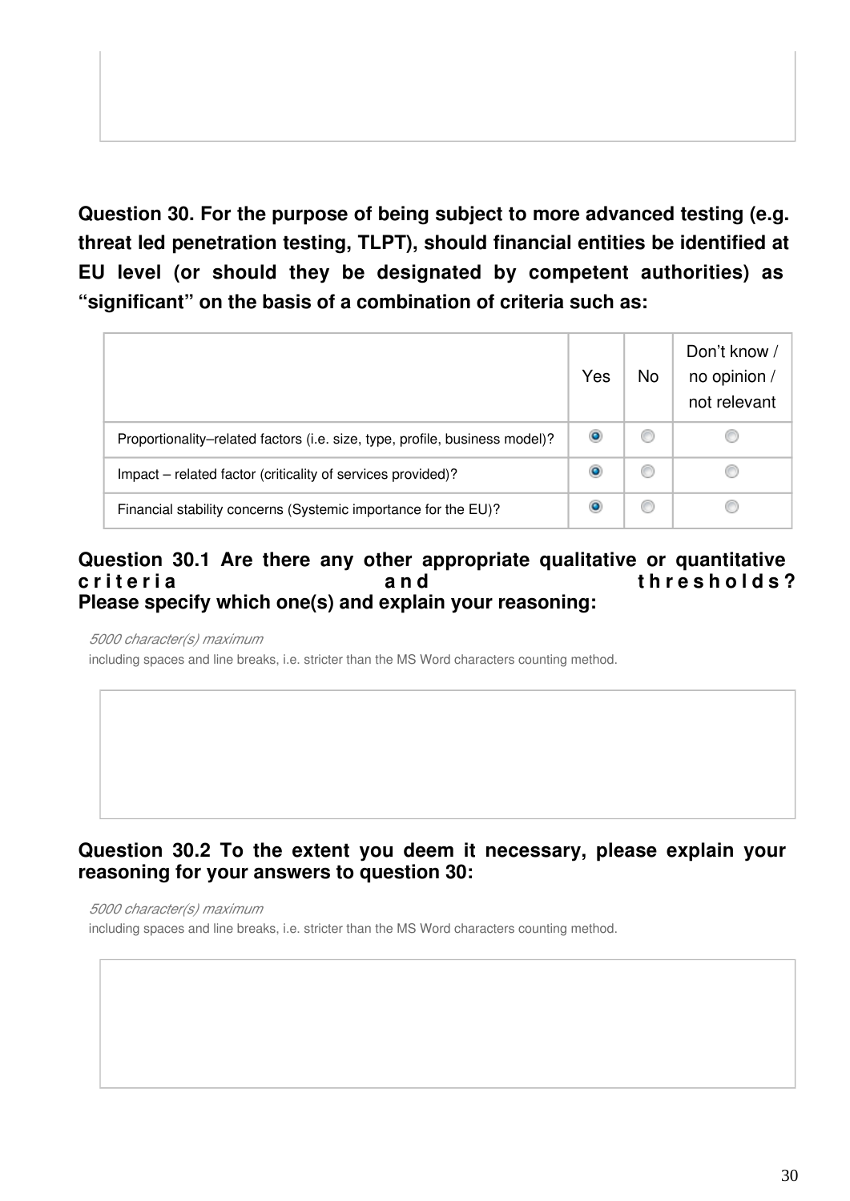**Question 30. For the purpose of being subject to more advanced testing (e.g. threat led penetration testing, TLPT), should financial entities be identified at EU level (or should they be designated by competent authorities) as "significant" on the basis of a combination of criteria such as:**

| | Yes | No | Don't know / no opinion / not relevant |
|---|---|---|---|
| Proportionality–related factors (i.e. size, type, profile, business model)? | ● | ○ | ○ |
| Impact – related factor (criticality of services provided)? | ● | ○ | ○ |
| Financial stability concerns (Systemic importance for the EU)? | ● | ○ | ○ |

**Question 30.1 Are there any other appropriate qualitative or quantitative criteria and thresholds? Please specify which one(s) and explain your reasoning:**

*5000 character(s) maximum*

including spaces and line breaks, i.e. stricter than the MS Word characters counting method.

**Question 30.2 To the extent you deem it necessary, please explain your reasoning for your answers to question 30:**

*5000 character(s) maximum*

including spaces and line breaks, i.e. stricter than the MS Word characters counting method.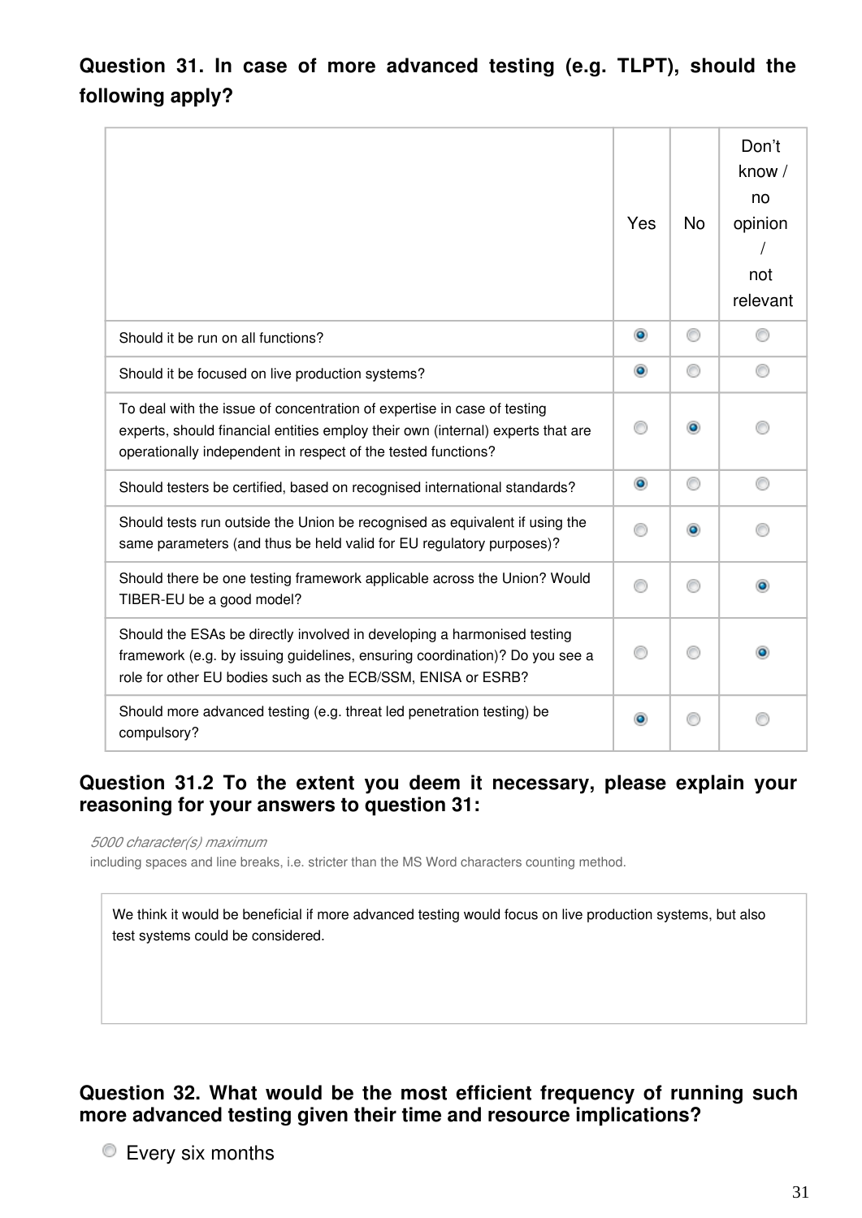**Question 31. In case of more advanced testing (e.g. TLPT), should the following apply?**

| | Yes | No | Don't know / no opinion / not relevant |
|---|---|---|---|
| Should it be run on all functions? | X | | |
| Should it be focused on live production systems? | X | | |
| To deal with the issue of concentration of expertise in case of testing experts, should financial entities employ their own (internal) experts that are operationally independent in respect of the tested functions? | | X | |
| Should testers be certified, based on recognised international standards? | X | | |
| Should tests run outside the Union be recognised as equivalent if using the same parameters (and thus be held valid for EU regulatory purposes)? | | X | |
| Should there be one testing framework applicable across the Union? Would TIBER-EU be a good model? | | | X |
| Should the ESAs be directly involved in developing a harmonised testing framework (e.g. by issuing guidelines, ensuring coordination)? Do you see a role for other EU bodies such as the ECB/SSM, ENISA or ESRB? | | | X |
| Should more advanced testing (e.g. threat led penetration testing) be compulsory? | X | | |

**Question 31.2 To the extent you deem it necessary, please explain your reasoning for your answers to question 31:**

*5000 character(s) maximum*
including spaces and line breaks, i.e. stricter than the MS Word characters counting method.

We think it would be beneficial if more advanced testing would focus on live production systems, but also test systems could be considered.

**Question 32. What would be the most efficient frequency of running such more advanced testing given their time and resource implications?**

- Every six months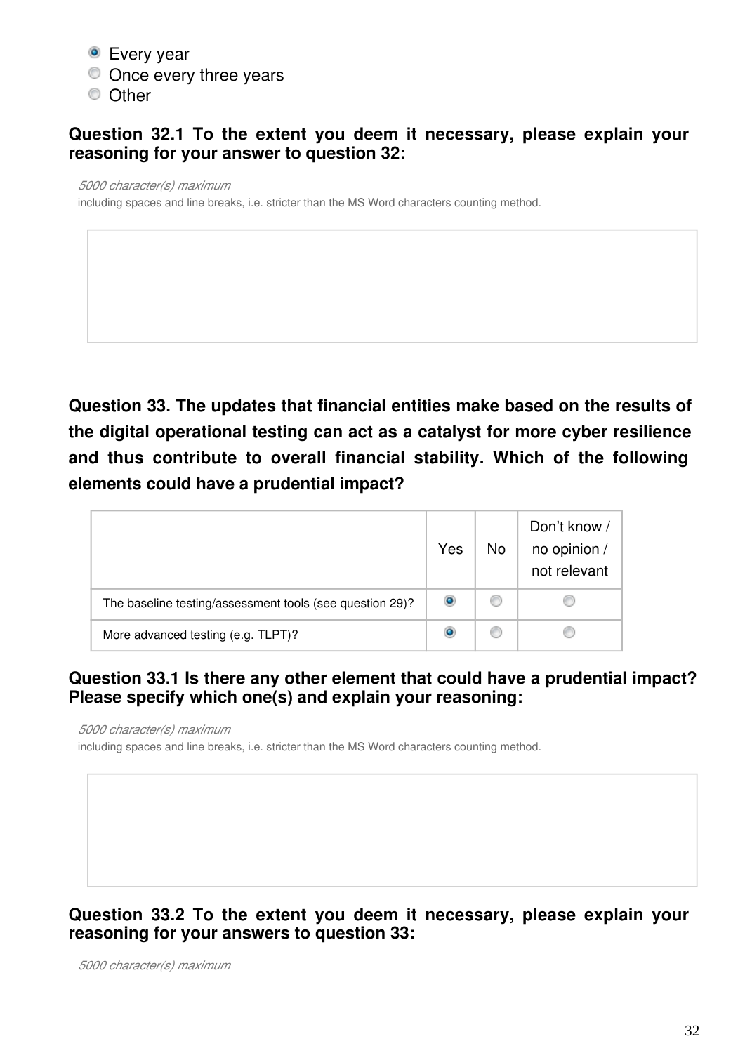- (x) Every year
- ( ) Once every three years
- ( ) Other

**Question 32.1 To the extent you deem it necessary, please explain your reasoning for your answer to question 32:**

*5000 character(s) maximum*

including spaces and line breaks, i.e. stricter than the MS Word characters counting method.

**Question 33. The updates that financial entities make based on the results of the digital operational testing can act as a catalyst for more cyber resilience and thus contribute to overall financial stability. Which of the following elements could have a prudential impact?**

| | Yes | No | Don't know / no opinion / not relevant |
|---|---|---|---|
| The baseline testing/assessment tools (see question 29)? | (x) | ( ) | ( ) |
| More advanced testing (e.g. TLPT)? | (x) | ( ) | ( ) |

**Question 33.1 Is there any other element that could have a prudential impact? Please specify which one(s) and explain your reasoning:**

*5000 character(s) maximum*

including spaces and line breaks, i.e. stricter than the MS Word characters counting method.

**Question 33.2 To the extent you deem it necessary, please explain your reasoning for your answers to question 33:**

*5000 character(s) maximum*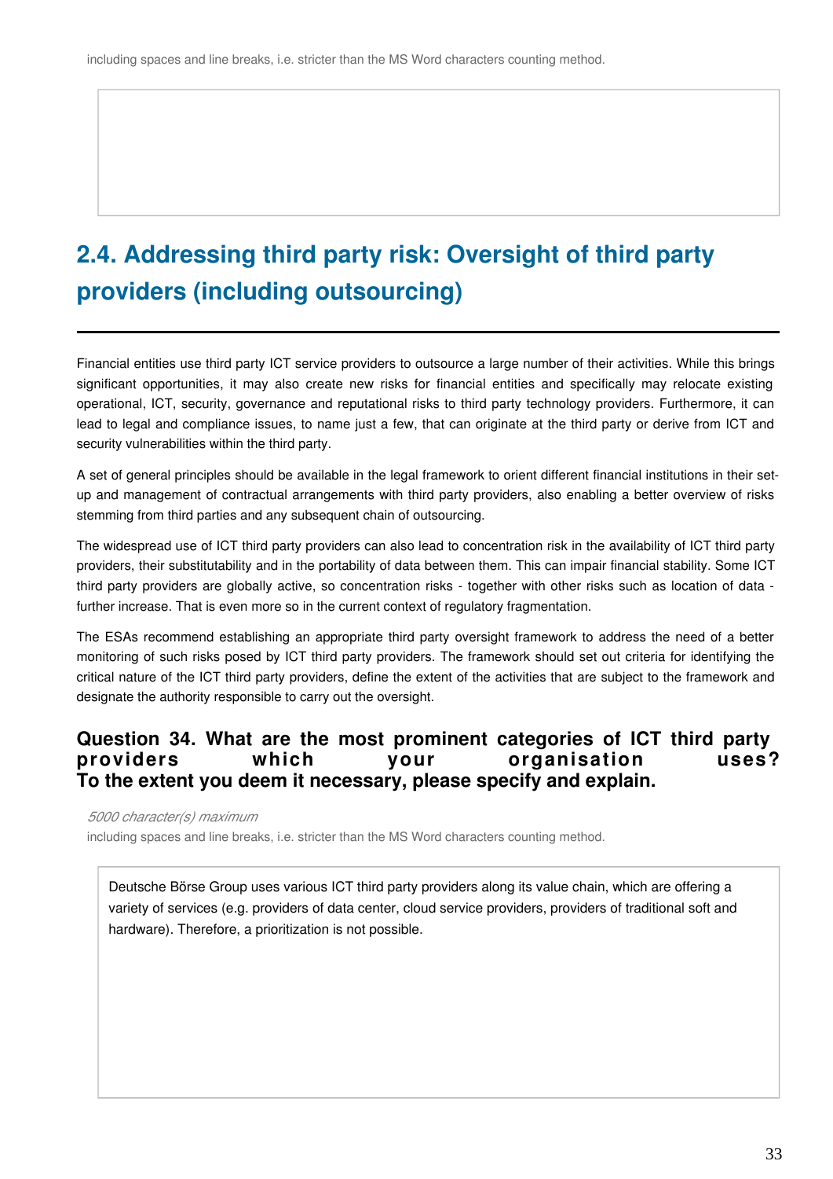including spaces and line breaks, i.e. stricter than the MS Word characters counting method.

## 2.4. Addressing third party risk: Oversight of third party providers (including outsourcing)

Financial entities use third party ICT service providers to outsource a large number of their activities. While this brings significant opportunities, it may also create new risks for financial entities and specifically may relocate existing operational, ICT, security, governance and reputational risks to third party technology providers. Furthermore, it can lead to legal and compliance issues, to name just a few, that can originate at the third party or derive from ICT and security vulnerabilities within the third party.

A set of general principles should be available in the legal framework to orient different financial institutions in their set-up and management of contractual arrangements with third party providers, also enabling a better overview of risks stemming from third parties and any subsequent chain of outsourcing.

The widespread use of ICT third party providers can also lead to concentration risk in the availability of ICT third party providers, their substitutability and in the portability of data between them. This can impair financial stability. Some ICT third party providers are globally active, so concentration risks - together with other risks such as location of data - further increase. That is even more so in the current context of regulatory fragmentation.

The ESAs recommend establishing an appropriate third party oversight framework to address the need of a better monitoring of such risks posed by ICT third party providers. The framework should set out criteria for identifying the critical nature of the ICT third party providers, define the extent of the activities that are subject to the framework and designate the authority responsible to carry out the oversight.

### Question 34. What are the most prominent categories of ICT third party providers which your organisation uses? To the extent you deem it necessary, please specify and explain.

*5000 character(s) maximum*
including spaces and line breaks, i.e. stricter than the MS Word characters counting method.

Deutsche Börse Group uses various ICT third party providers along its value chain, which are offering a variety of services (e.g. providers of data center, cloud service providers, providers of traditional soft and hardware). Therefore, a prioritization is not possible.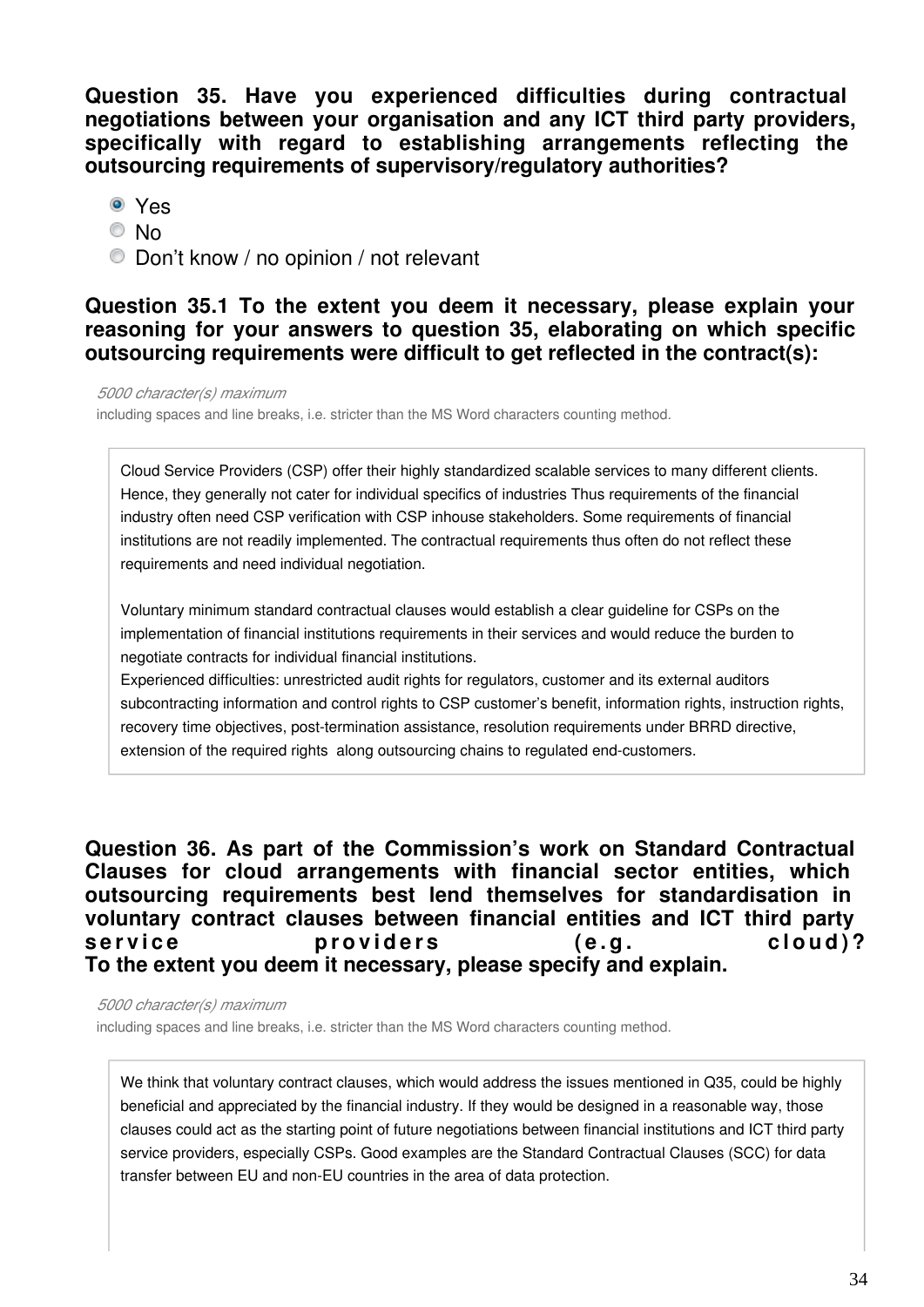**Question 35. Have you experienced difficulties during contractual negotiations between your organisation and any ICT third party providers, specifically with regard to establishing arrangements reflecting the outsourcing requirements of supervisory/regulatory authorities?**

- (x) Yes
- ( ) No
- ( ) Don't know / no opinion / not relevant

**Question 35.1 To the extent you deem it necessary, please explain your reasoning for your answers to question 35, elaborating on which specific outsourcing requirements were difficult to get reflected in the contract(s):**

*5000 character(s) maximum*
including spaces and line breaks, i.e. stricter than the MS Word characters counting method.

Cloud Service Providers (CSP) offer their highly standardized scalable services to many different clients. Hence, they generally not cater for individual specifics of industries Thus requirements of the financial industry often need CSP verification with CSP inhouse stakeholders. Some requirements of financial institutions are not readily implemented. The contractual requirements thus often do not reflect these requirements and need individual negotiation.

Voluntary minimum standard contractual clauses would establish a clear guideline for CSPs on the implementation of financial institutions requirements in their services and would reduce the burden to negotiate contracts for individual financial institutions.
Experienced difficulties: unrestricted audit rights for regulators, customer and its external auditors subcontracting information and control rights to CSP customer's benefit, information rights, instruction rights, recovery time objectives, post-termination assistance, resolution requirements under BRRD directive, extension of the required rights along outsourcing chains to regulated end-customers.

**Question 36. As part of the Commission's work on Standard Contractual Clauses for cloud arrangements with financial sector entities, which outsourcing requirements best lend themselves for standardisation in voluntary contract clauses between financial entities and ICT third party service providers (e.g. cloud)?**
**To the extent you deem it necessary, please specify and explain.**

*5000 character(s) maximum*
including spaces and line breaks, i.e. stricter than the MS Word characters counting method.

We think that voluntary contract clauses, which would address the issues mentioned in Q35, could be highly beneficial and appreciated by the financial industry. If they would be designed in a reasonable way, those clauses could act as the starting point of future negotiations between financial institutions and ICT third party service providers, especially CSPs. Good examples are the Standard Contractual Clauses (SCC) for data transfer between EU and non-EU countries in the area of data protection.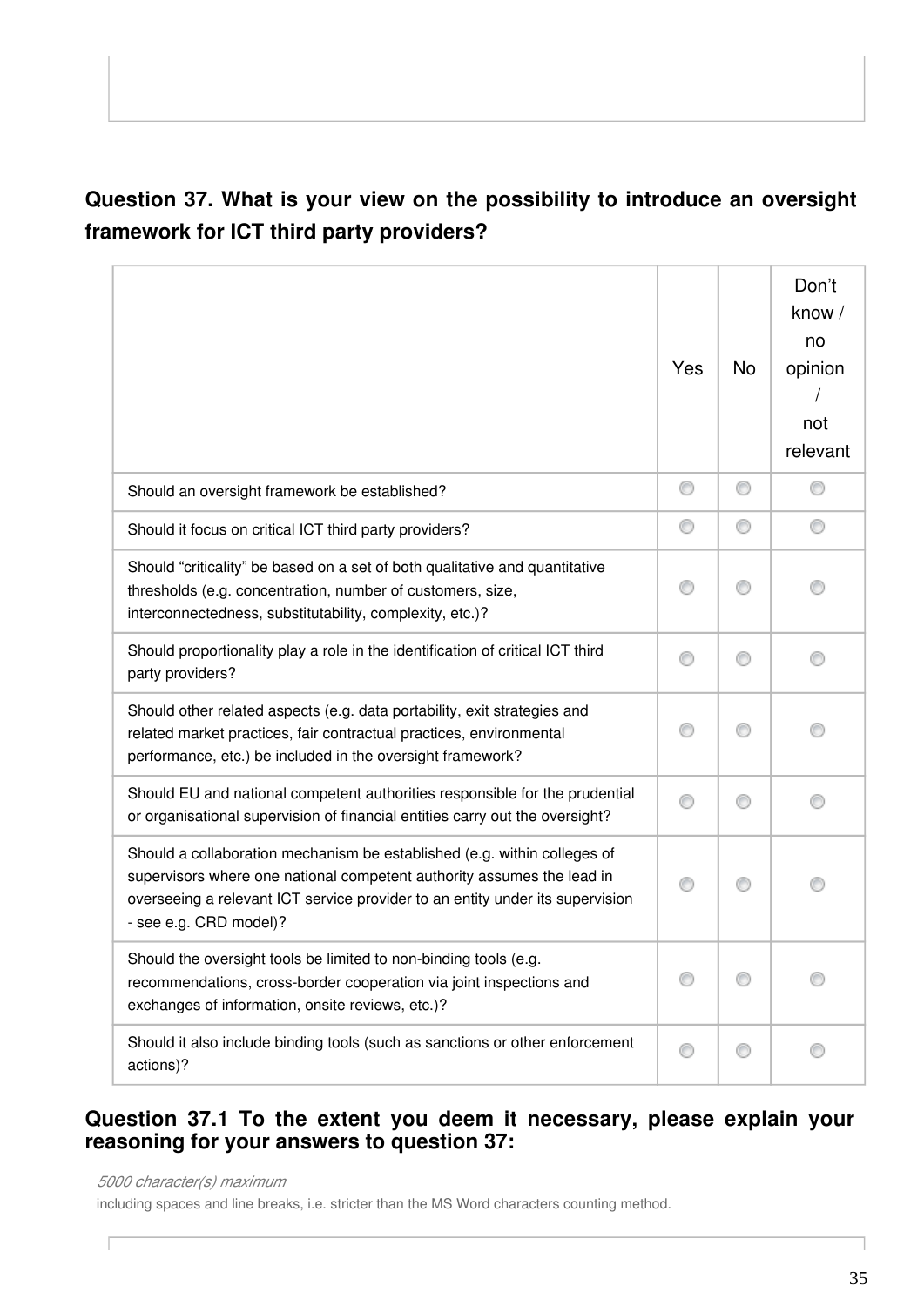**Question 37. What is your view on the possibility to introduce an oversight framework for ICT third party providers?**

| | Yes | No | Don't know / no opinion / not relevant |
|---|---|---|---|
| Should an oversight framework be established? | | | |
| Should it focus on critical ICT third party providers? | | | |
| Should "criticality" be based on a set of both qualitative and quantitative thresholds (e.g. concentration, number of customers, size, interconnectedness, substitutability, complexity, etc.)? | | | |
| Should proportionality play a role in the identification of critical ICT third party providers? | | | |
| Should other related aspects (e.g. data portability, exit strategies and related market practices, fair contractual practices, environmental performance, etc.) be included in the oversight framework? | | | |
| Should EU and national competent authorities responsible for the prudential or organisational supervision of financial entities carry out the oversight? | | | |
| Should a collaboration mechanism be established (e.g. within colleges of supervisors where one national competent authority assumes the lead in overseeing a relevant ICT service provider to an entity under its supervision - see e.g. CRD model)? | | | |
| Should the oversight tools be limited to non-binding tools (e.g. recommendations, cross-border cooperation via joint inspections and exchanges of information, onsite reviews, etc.)? | | | |
| Should it also include binding tools (such as sanctions or other enforcement actions)? | | | |

**Question 37.1 To the extent you deem it necessary, please explain your reasoning for your answers to question 37:**

*5000 character(s) maximum*

including spaces and line breaks, i.e. stricter than the MS Word characters counting method.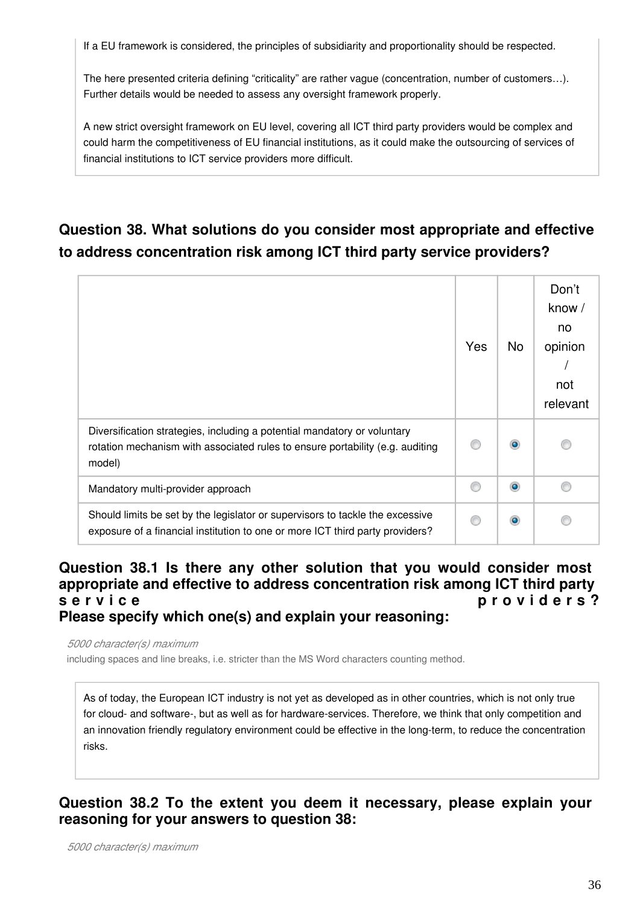If a EU framework is considered, the principles of subsidiarity and proportionality should be respected.

The here presented criteria defining “criticality” are rather vague (concentration, number of customers…). Further details would be needed to assess any oversight framework properly.

A new strict oversight framework on EU level, covering all ICT third party providers would be complex and could harm the competitiveness of EU financial institutions, as it could make the outsourcing of services of financial institutions to ICT service providers more difficult.

## Question 38. What solutions do you consider most appropriate and effective to address concentration risk among ICT third party service providers?

| | Yes | No | Don’t know / no opinion / not relevant |
|---|---|---|---|
| Diversification strategies, including a potential mandatory or voluntary rotation mechanism with associated rules to ensure portability (e.g. auditing model) | ○ | ◉ | ○ |
| Mandatory multi-provider approach | ○ | ◉ | ○ |
| Should limits be set by the legislator or supervisors to tackle the excessive exposure of a financial institution to one or more ICT third party providers? | ○ | ◉ | ○ |

### Question 38.1 Is there any other solution that you would consider most appropriate and effective to address concentration risk among ICT third party service providers? Please specify which one(s) and explain your reasoning:

*5000 character(s) maximum*

including spaces and line breaks, i.e. stricter than the MS Word characters counting method.

As of today, the European ICT industry is not yet as developed as in other countries, which is not only true for cloud- and software-, but as well as for hardware-services. Therefore, we think that only competition and an innovation friendly regulatory environment could be effective in the long-term, to reduce the concentration risks.

### Question 38.2 To the extent you deem it necessary, please explain your reasoning for your answers to question 38:

*5000 character(s) maximum*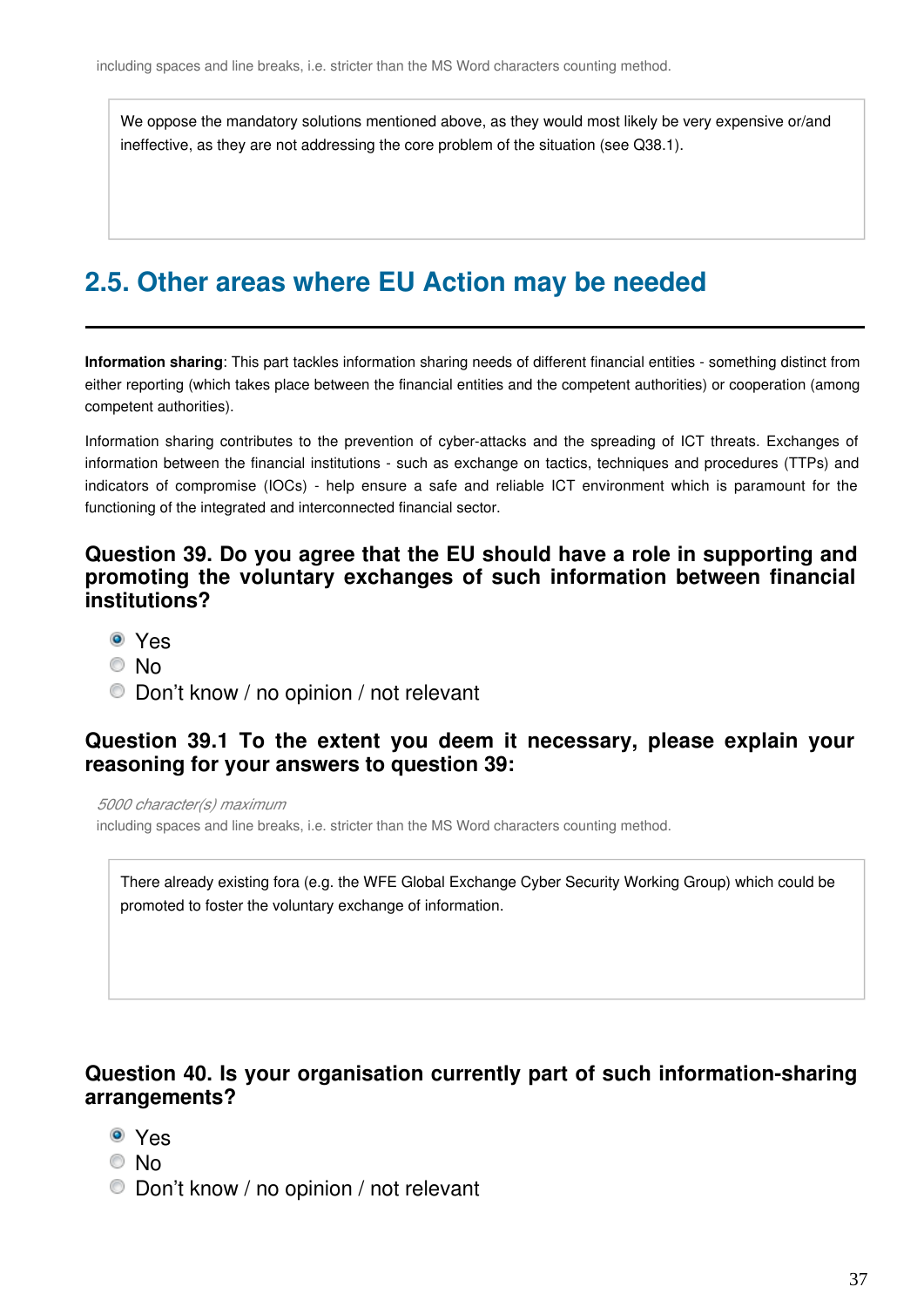including spaces and line breaks, i.e. stricter than the MS Word characters counting method.

We oppose the mandatory solutions mentioned above, as they would most likely be very expensive or/and ineffective, as they are not addressing the core problem of the situation (see Q38.1).

## 2.5. Other areas where EU Action may be needed

**Information sharing**: This part tackles information sharing needs of different financial entities - something distinct from either reporting (which takes place between the financial entities and the competent authorities) or cooperation (among competent authorities).

Information sharing contributes to the prevention of cyber-attacks and the spreading of ICT threats. Exchanges of information between the financial institutions - such as exchange on tactics, techniques and procedures (TTPs) and indicators of compromise (IOCs) - help ensure a safe and reliable ICT environment which is paramount for the functioning of the integrated and interconnected financial sector.

### Question 39. Do you agree that the EU should have a role in supporting and promoting the voluntary exchanges of such information between financial institutions?

- (x) Yes
- ( ) No
- ( ) Don't know / no opinion / not relevant

### Question 39.1 To the extent you deem it necessary, please explain your reasoning for your answers to question 39:

*5000 character(s) maximum*
including spaces and line breaks, i.e. stricter than the MS Word characters counting method.

There already existing fora (e.g. the WFE Global Exchange Cyber Security Working Group) which could be promoted to foster the voluntary exchange of information.

### Question 40. Is your organisation currently part of such information-sharing arrangements?

- (x) Yes
- ( ) No
- ( ) Don't know / no opinion / not relevant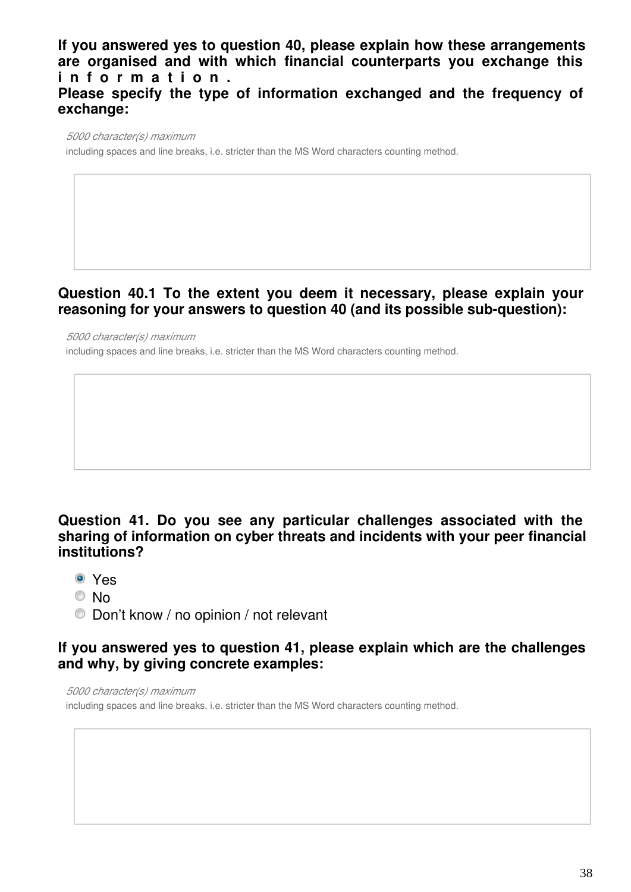**If you answered yes to question 40, please explain how these arrangements are organised and with which financial counterparts you exchange this information.**
**Please specify the type of information exchanged and the frequency of exchange:**

*5000 character(s) maximum*
including spaces and line breaks, i.e. stricter than the MS Word characters counting method.

**Question 40.1 To the extent you deem it necessary, please explain your reasoning for your answers to question 40 (and its possible sub-question):**

*5000 character(s) maximum*
including spaces and line breaks, i.e. stricter than the MS Word characters counting method.

**Question 41. Do you see any particular challenges associated with the sharing of information on cyber threats and incidents with your peer financial institutions?**

- ◉ Yes
- ○ No
- ○ Don't know / no opinion / not relevant

**If you answered yes to question 41, please explain which are the challenges and why, by giving concrete examples:**

*5000 character(s) maximum*
including spaces and line breaks, i.e. stricter than the MS Word characters counting method.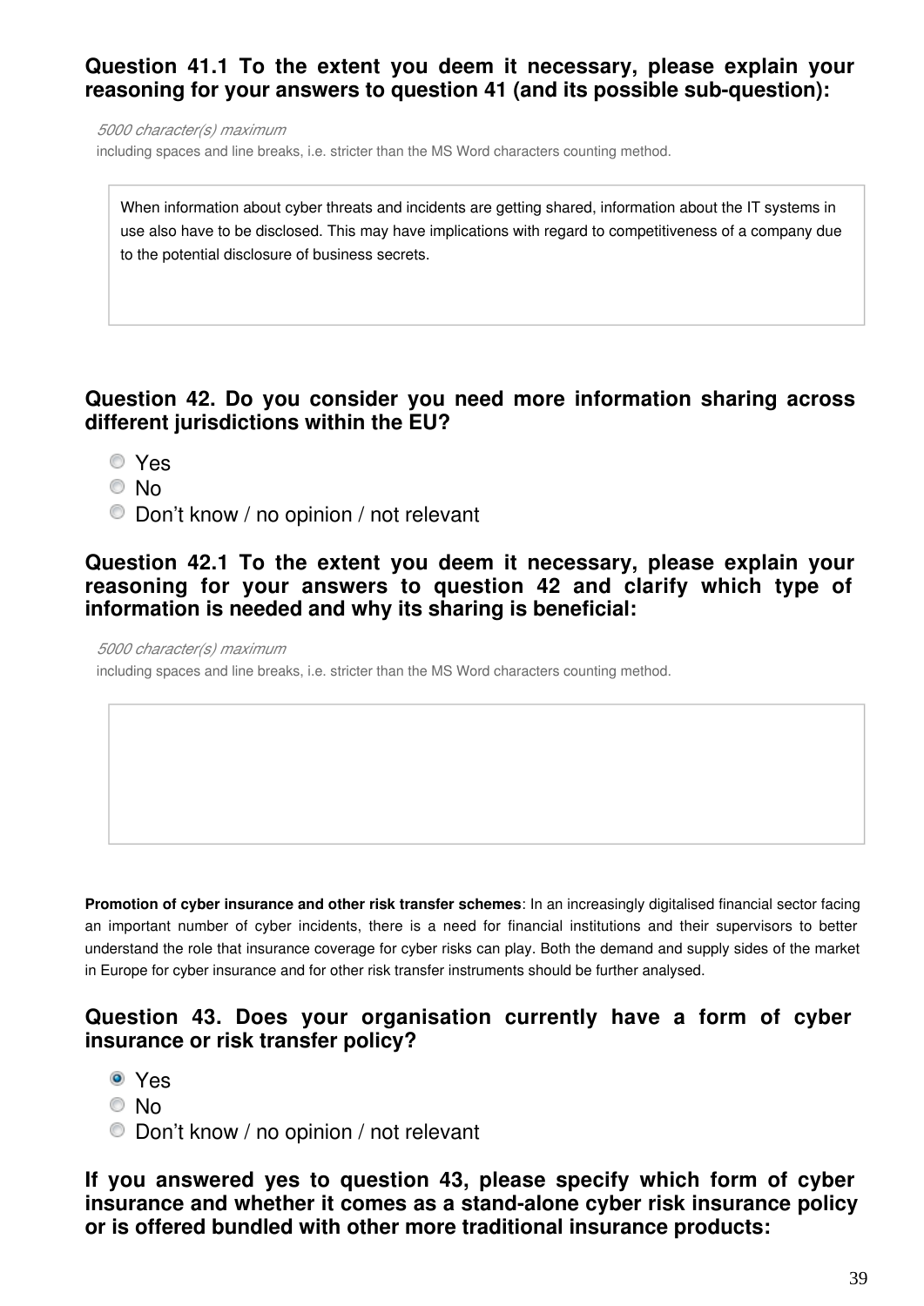### Question 41.1 To the extent you deem it necessary, please explain your reasoning for your answers to question 41 (and its possible sub-question):

*5000 character(s) maximum*

including spaces and line breaks, i.e. stricter than the MS Word characters counting method.

When information about cyber threats and incidents are getting shared, information about the IT systems in use also have to be disclosed. This may have implications with regard to competitiveness of a company due to the potential disclosure of business secrets.

### Question 42. Do you consider you need more information sharing across different jurisdictions within the EU?

- Yes
- No
- Don't know / no opinion / not relevant

### Question 42.1 To the extent you deem it necessary, please explain your reasoning for your answers to question 42 and clarify which type of information is needed and why its sharing is beneficial:

*5000 character(s) maximum*

including spaces and line breaks, i.e. stricter than the MS Word characters counting method.

**Promotion of cyber insurance and other risk transfer schemes**: In an increasingly digitalised financial sector facing an important number of cyber incidents, there is a need for financial institutions and their supervisors to better understand the role that insurance coverage for cyber risks can play. Both the demand and supply sides of the market in Europe for cyber insurance and for other risk transfer instruments should be further analysed.

### Question 43. Does your organisation currently have a form of cyber insurance or risk transfer policy?

- (selected) Yes
- No
- Don't know / no opinion / not relevant

### If you answered yes to question 43, please specify which form of cyber insurance and whether it comes as a stand-alone cyber risk insurance policy or is offered bundled with other more traditional insurance products: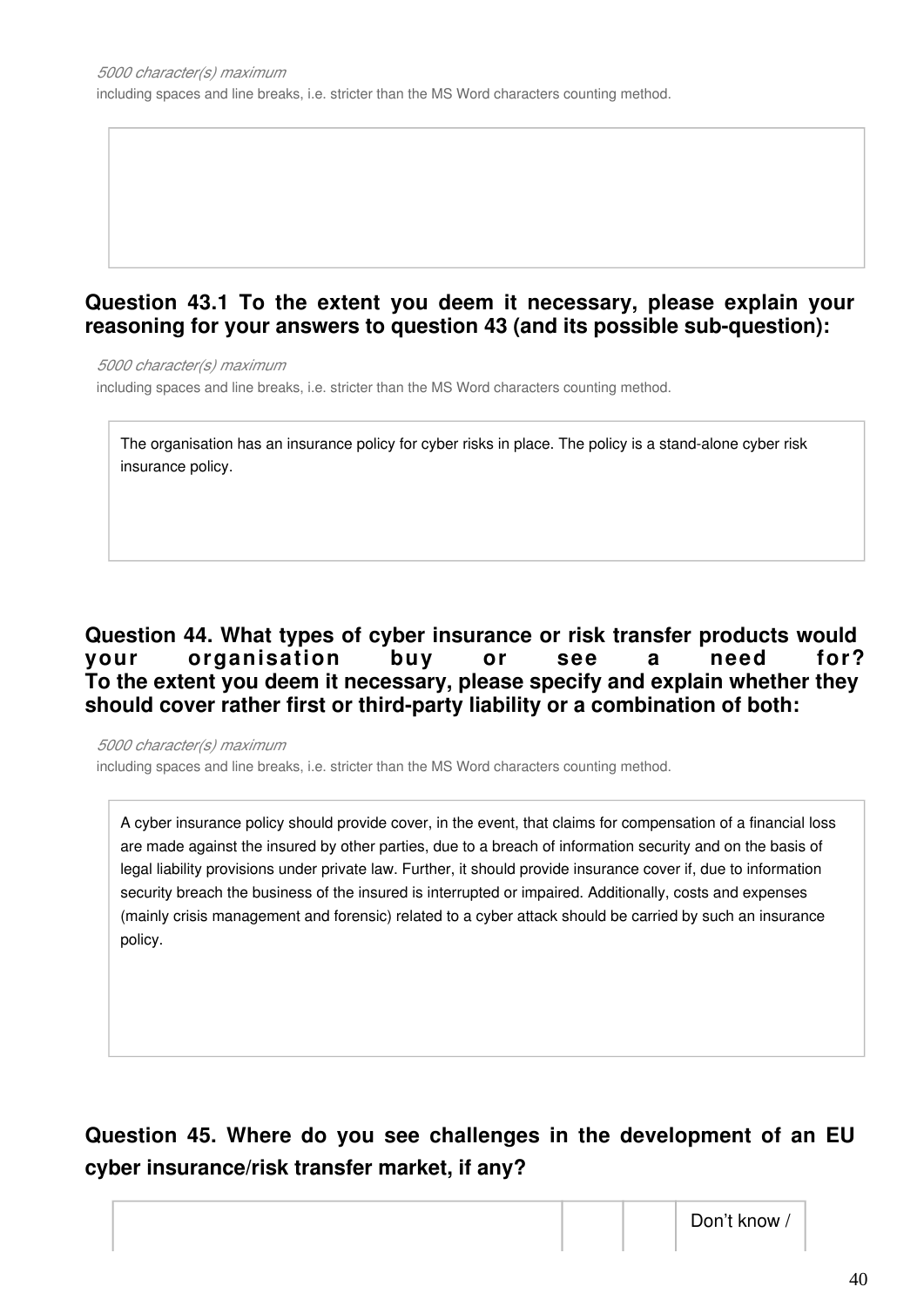*5000 character(s) maximum*
including spaces and line breaks, i.e. stricter than the MS Word characters counting method.

### Question 43.1 To the extent you deem it necessary, please explain your reasoning for your answers to question 43 (and its possible sub-question):

*5000 character(s) maximum*
including spaces and line breaks, i.e. stricter than the MS Word characters counting method.

The organisation has an insurance policy for cyber risks in place. The policy is a stand-alone cyber risk insurance policy.

### Question 44. What types of cyber insurance or risk transfer products would your organisation buy or see a need for? To the extent you deem it necessary, please specify and explain whether they should cover rather first or third-party liability or a combination of both:

*5000 character(s) maximum*
including spaces and line breaks, i.e. stricter than the MS Word characters counting method.

A cyber insurance policy should provide cover, in the event, that claims for compensation of a financial loss are made against the insured by other parties, due to a breach of information security and on the basis of legal liability provisions under private law. Further, it should provide insurance cover if, due to information security breach the business of the insured is interrupted or impaired. Additionally, costs and expenses (mainly crisis management and forensic) related to a cyber attack should be carried by such an insurance policy.

### Question 45. Where do you see challenges in the development of an EU cyber insurance/risk transfer market, if any?

| | | | Don't know / |
|---|---|---|---|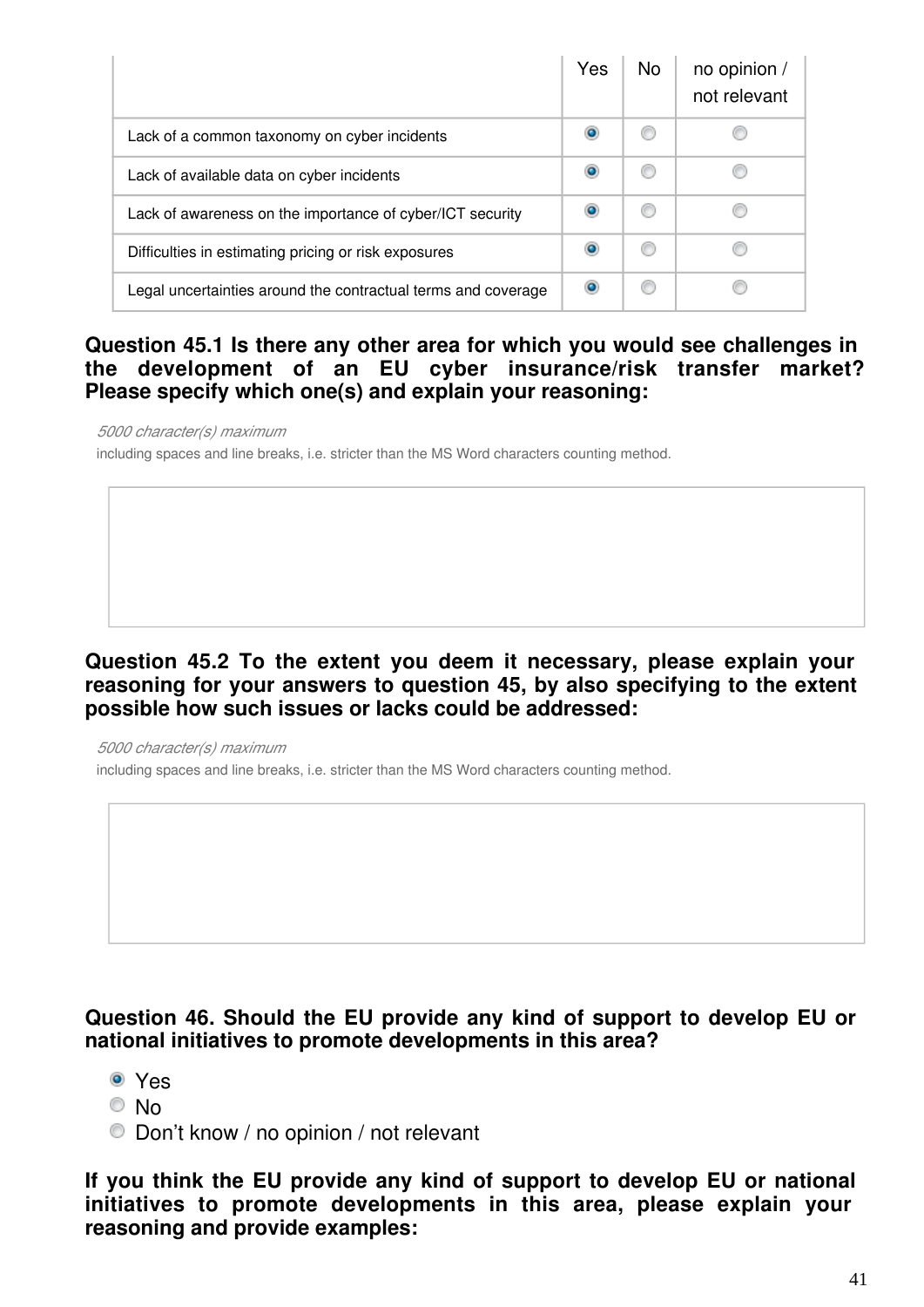| | Yes | No | no opinion / not relevant |
|---|---|---|---|
| Lack of a common taxonomy on cyber incidents | ◉ | ○ | ○ |
| Lack of available data on cyber incidents | ◉ | ○ | ○ |
| Lack of awareness on the importance of cyber/ICT security | ◉ | ○ | ○ |
| Difficulties in estimating pricing or risk exposures | ◉ | ○ | ○ |
| Legal uncertainties around the contractual terms and coverage | ◉ | ○ | ○ |

**Question 45.1 Is there any other area for which you would see challenges in the development of an EU cyber insurance/risk transfer market? Please specify which one(s) and explain your reasoning:**

*5000 character(s) maximum*
including spaces and line breaks, i.e. stricter than the MS Word characters counting method.

**Question 45.2 To the extent you deem it necessary, please explain your reasoning for your answers to question 45, by also specifying to the extent possible how such issues or lacks could be addressed:**

*5000 character(s) maximum*
including spaces and line breaks, i.e. stricter than the MS Word characters counting method.

**Question 46. Should the EU provide any kind of support to develop EU or national initiatives to promote developments in this area?**

- ◉ Yes
- ○ No
- ○ Don't know / no opinion / not relevant

**If you think the EU provide any kind of support to develop EU or national initiatives to promote developments in this area, please explain your reasoning and provide examples:**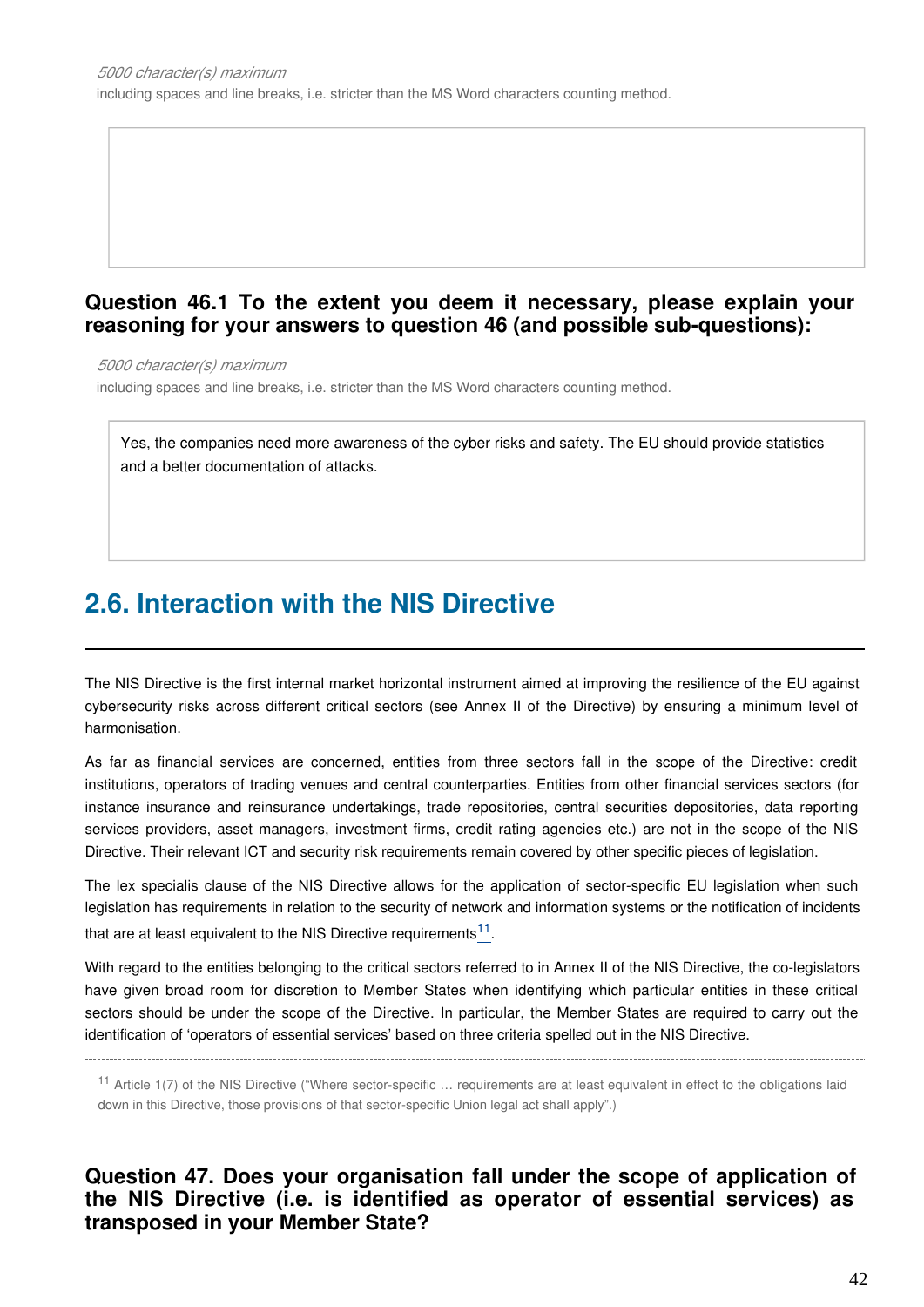*5000 character(s) maximum*

including spaces and line breaks, i.e. stricter than the MS Word characters counting method.

### Question 46.1 To the extent you deem it necessary, please explain your reasoning for your answers to question 46 (and possible sub-questions):

*5000 character(s) maximum*

including spaces and line breaks, i.e. stricter than the MS Word characters counting method.

Yes, the companies need more awareness of the cyber risks and safety. The EU should provide statistics and a better documentation of attacks.

## 2.6. Interaction with the NIS Directive

The NIS Directive is the first internal market horizontal instrument aimed at improving the resilience of the EU against cybersecurity risks across different critical sectors (see Annex II of the Directive) by ensuring a minimum level of harmonisation.

As far as financial services are concerned, entities from three sectors fall in the scope of the Directive: credit institutions, operators of trading venues and central counterparties. Entities from other financial services sectors (for instance insurance and reinsurance undertakings, trade repositories, central securities depositories, data reporting services providers, asset managers, investment firms, credit rating agencies etc.) are not in the scope of the NIS Directive. Their relevant ICT and security risk requirements remain covered by other specific pieces of legislation.

The lex specialis clause of the NIS Directive allows for the application of sector-specific EU legislation when such legislation has requirements in relation to the security of network and information systems or the notification of incidents that are at least equivalent to the NIS Directive requirements[11].

With regard to the entities belonging to the critical sectors referred to in Annex II of the NIS Directive, the co-legislators have given broad room for discretion to Member States when identifying which particular entities in these critical sectors should be under the scope of the Directive. In particular, the Member States are required to carry out the identification of 'operators of essential services' based on three criteria spelled out in the NIS Directive.

---

[11] Article 1(7) of the NIS Directive ("Where sector-specific … requirements are at least equivalent in effect to the obligations laid down in this Directive, those provisions of that sector-specific Union legal act shall apply".)

### Question 47. Does your organisation fall under the scope of application of the NIS Directive (i.e. is identified as operator of essential services) as transposed in your Member State?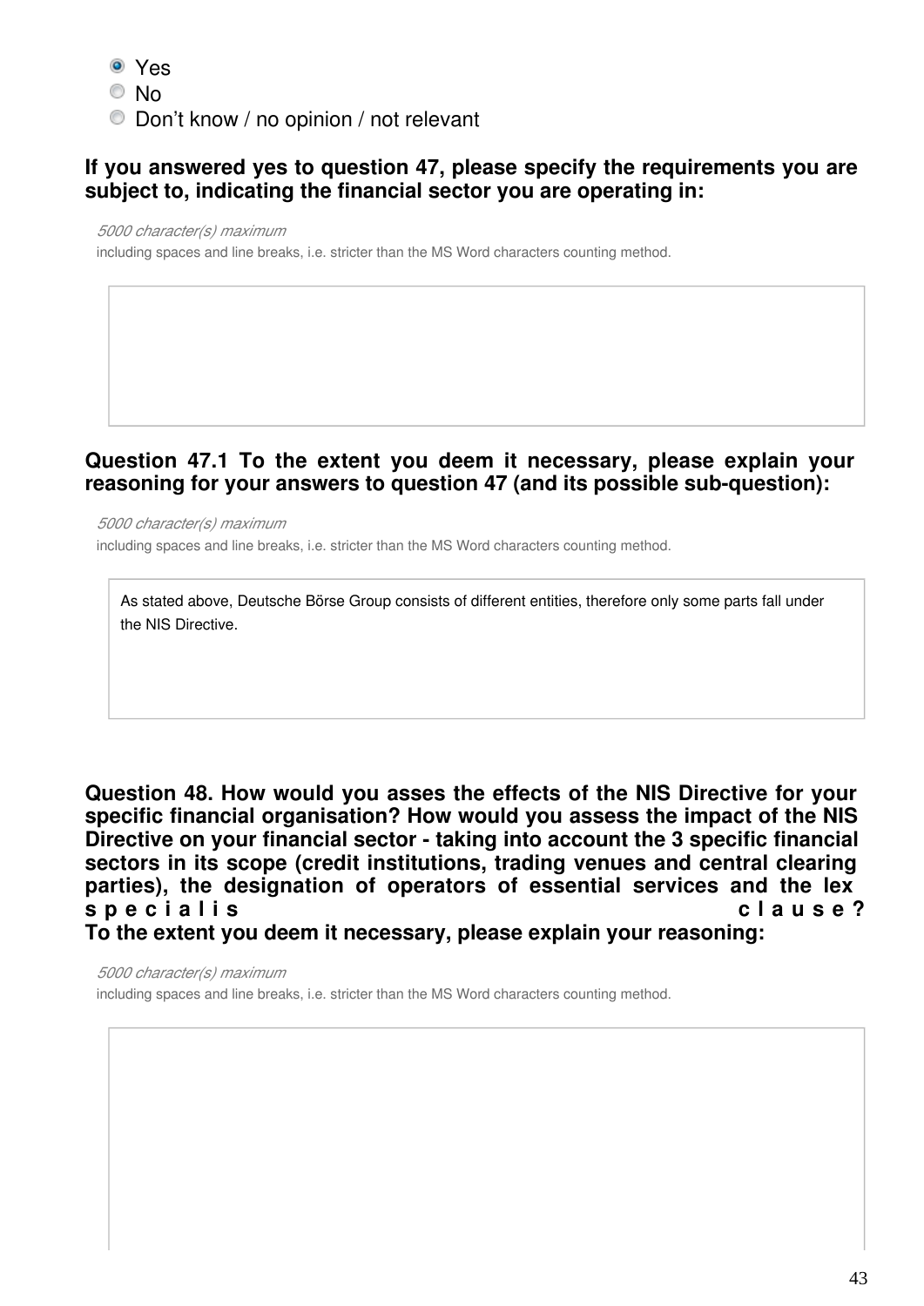- (x) Yes
- ( ) No
- ( ) Don't know / no opinion / not relevant

**If you answered yes to question 47, please specify the requirements you are subject to, indicating the financial sector you are operating in:**

*5000 character(s) maximum*

including spaces and line breaks, i.e. stricter than the MS Word characters counting method.

**Question 47.1 To the extent you deem it necessary, please explain your reasoning for your answers to question 47 (and its possible sub-question):**

*5000 character(s) maximum*

including spaces and line breaks, i.e. stricter than the MS Word characters counting method.

As stated above, Deutsche Börse Group consists of different entities, therefore only some parts fall under the NIS Directive.

**Question 48. How would you asses the effects of the NIS Directive for your specific financial organisation? How would you assess the impact of the NIS Directive on your financial sector - taking into account the 3 specific financial sectors in its scope (credit institutions, trading venues and central clearing parties), the designation of operators of essential services and the lex specialis clause?**
**To the extent you deem it necessary, please explain your reasoning:**

*5000 character(s) maximum*

including spaces and line breaks, i.e. stricter than the MS Word characters counting method.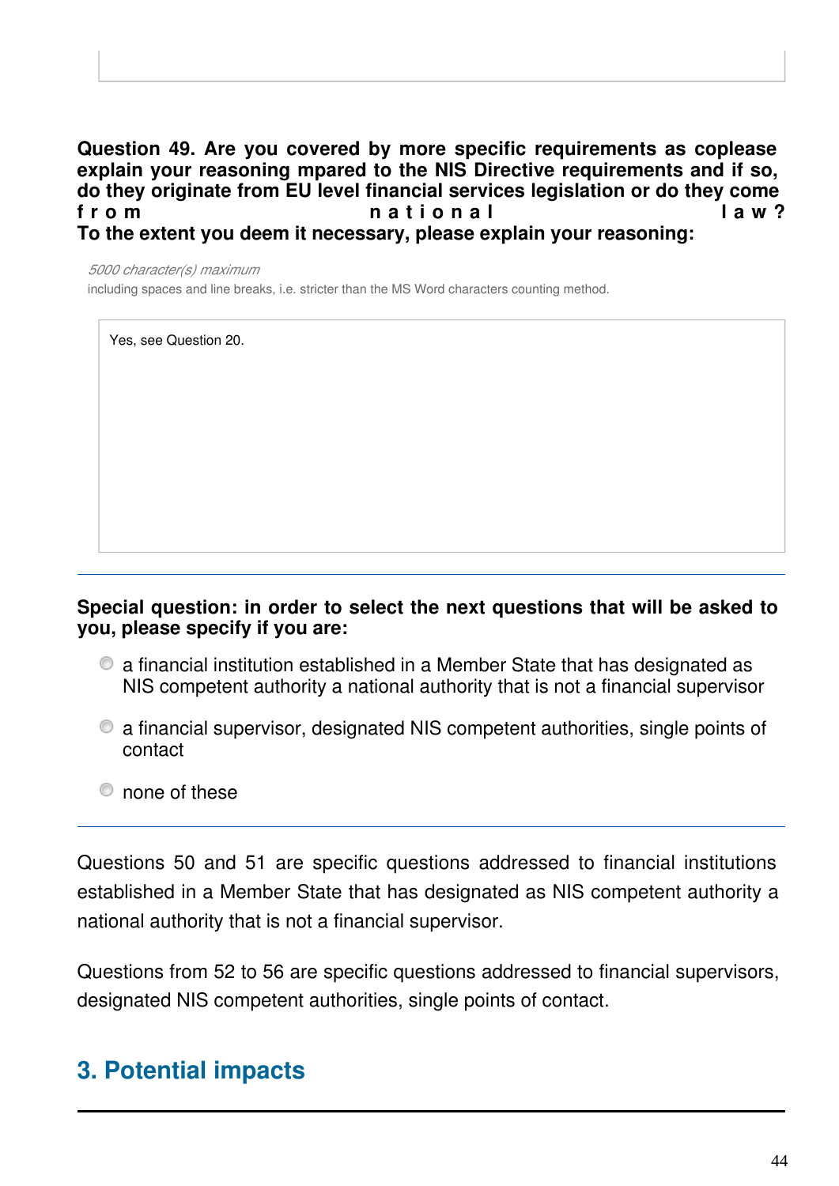**Question 49. Are you covered by more specific requirements as coplease explain your reasoning mpared to the NIS Directive requirements and if so, do they originate from EU level financial services legislation or do they come from national law?**
**To the extent you deem it necessary, please explain your reasoning:**

*5000 character(s) maximum*
including spaces and line breaks, i.e. stricter than the MS Word characters counting method.

Yes, see Question 20.

---

**Special question: in order to select the next questions that will be asked to you, please specify if you are:**

- a financial institution established in a Member State that has designated as NIS competent authority a national authority that is not a financial supervisor
- a financial supervisor, designated NIS competent authorities, single points of contact
- none of these

---

Questions 50 and 51 are specific questions addressed to financial institutions established in a Member State that has designated as NIS competent authority a national authority that is not a financial supervisor.

Questions from 52 to 56 are specific questions addressed to financial supervisors, designated NIS competent authorities, single points of contact.

## 3. Potential impacts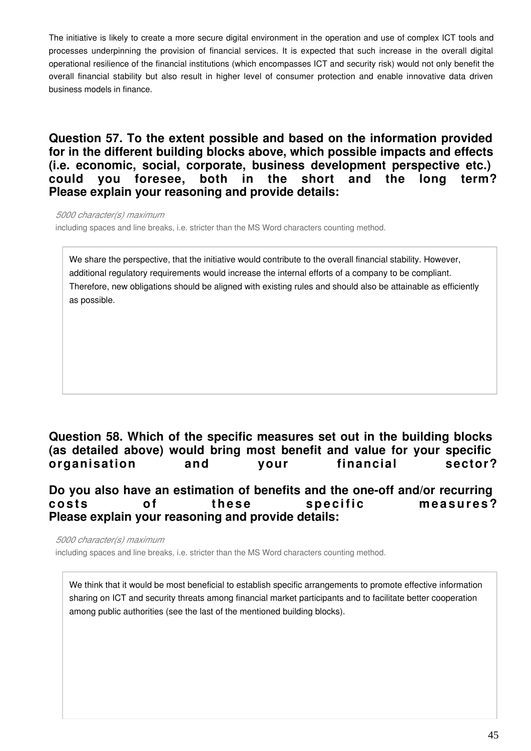The initiative is likely to create a more secure digital environment in the operation and use of complex ICT tools and processes underpinning the provision of financial services. It is expected that such increase in the overall digital operational resilience of the financial institutions (which encompasses ICT and security risk) would not only benefit the overall financial stability but also result in higher level of consumer protection and enable innovative data driven business models in finance.

### Question 57. To the extent possible and based on the information provided for in the different building blocks above, which possible impacts and effects (i.e. economic, social, corporate, business development perspective etc.) could you foresee, both in the short and the long term? Please explain your reasoning and provide details:

*5000 character(s) maximum*

including spaces and line breaks, i.e. stricter than the MS Word characters counting method.

We share the perspective, that the initiative would contribute to the overall financial stability. However, additional regulatory requirements would increase the internal efforts of a company to be compliant. Therefore, new obligations should be aligned with existing rules and should also be attainable as efficiently as possible.

### Question 58. Which of the specific measures set out in the building blocks (as detailed above) would bring most benefit and value for your specific organisation and your financial sector?

### Do you also have an estimation of benefits and the one-off and/or recurring costs of these specific measures? Please explain your reasoning and provide details:

*5000 character(s) maximum*

including spaces and line breaks, i.e. stricter than the MS Word characters counting method.

We think that it would be most beneficial to establish specific arrangements to promote effective information sharing on ICT and security threats among financial market participants and to facilitate better cooperation among public authorities (see the last of the mentioned building blocks).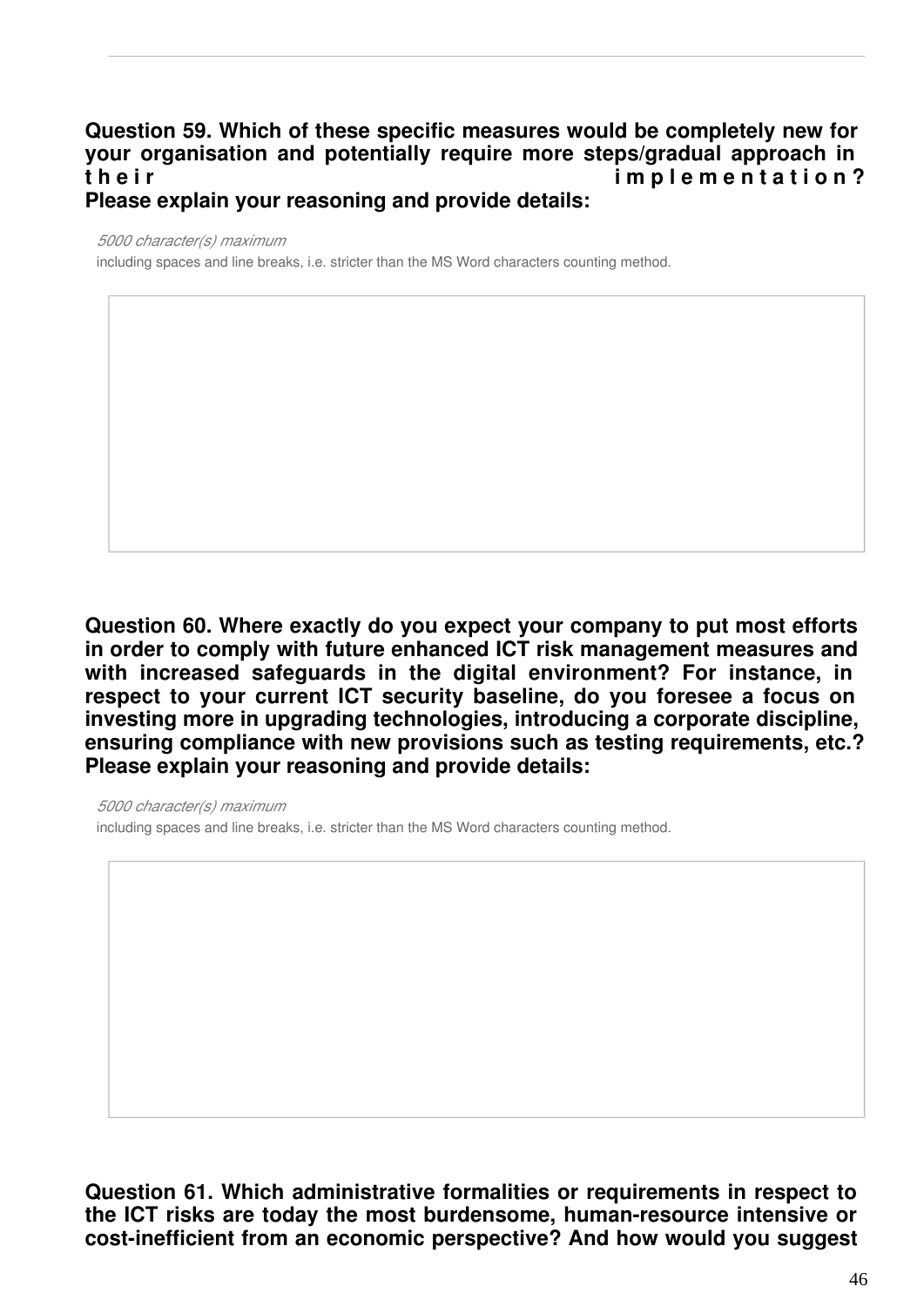**Question 59. Which of these specific measures would be completely new for your organisation and potentially require more steps/gradual approach in their implementation?**
**Please explain your reasoning and provide details:**

*5000 character(s) maximum*
including spaces and line breaks, i.e. stricter than the MS Word characters counting method.

**Question 60. Where exactly do you expect your company to put most efforts in order to comply with future enhanced ICT risk management measures and with increased safeguards in the digital environment? For instance, in respect to your current ICT security baseline, do you foresee a focus on investing more in upgrading technologies, introducing a corporate discipline, ensuring compliance with new provisions such as testing requirements, etc.?**
**Please explain your reasoning and provide details:**

*5000 character(s) maximum*
including spaces and line breaks, i.e. stricter than the MS Word characters counting method.

**Question 61. Which administrative formalities or requirements in respect to the ICT risks are today the most burdensome, human-resource intensive or cost-inefficient from an economic perspective? And how would you suggest**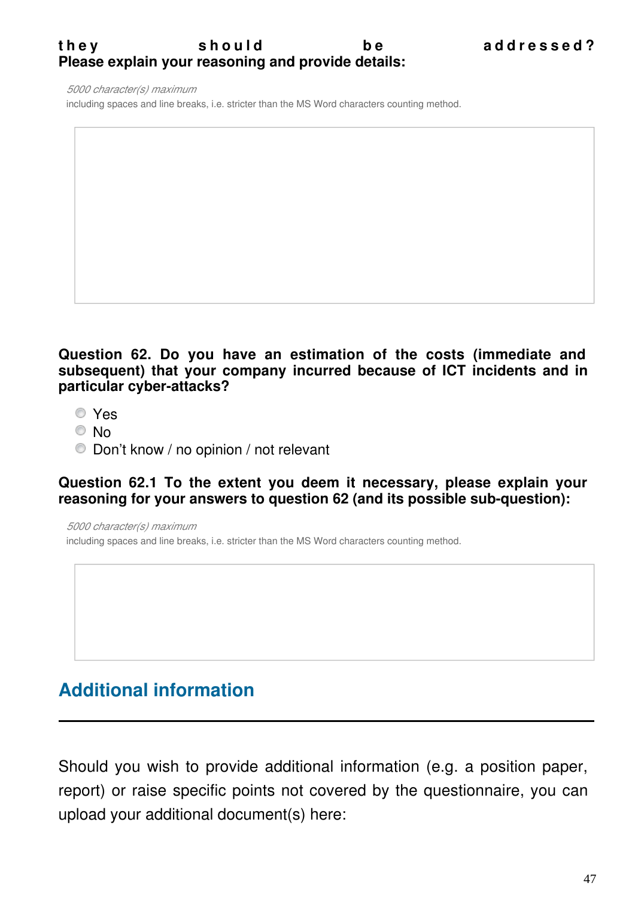**they should be addressed?**
**Please explain your reasoning and provide details:**

*5000 character(s) maximum*
including spaces and line breaks, i.e. stricter than the MS Word characters counting method.

**Question 62. Do you have an estimation of the costs (immediate and subsequent) that your company incurred because of ICT incidents and in particular cyber-attacks?**

- Yes
- No
- Don't know / no opinion / not relevant

**Question 62.1 To the extent you deem it necessary, please explain your reasoning for your answers to question 62 (and its possible sub-question):**

*5000 character(s) maximum*
including spaces and line breaks, i.e. stricter than the MS Word characters counting method.

## Additional information

Should you wish to provide additional information (e.g. a position paper, report) or raise specific points not covered by the questionnaire, you can upload your additional document(s) here: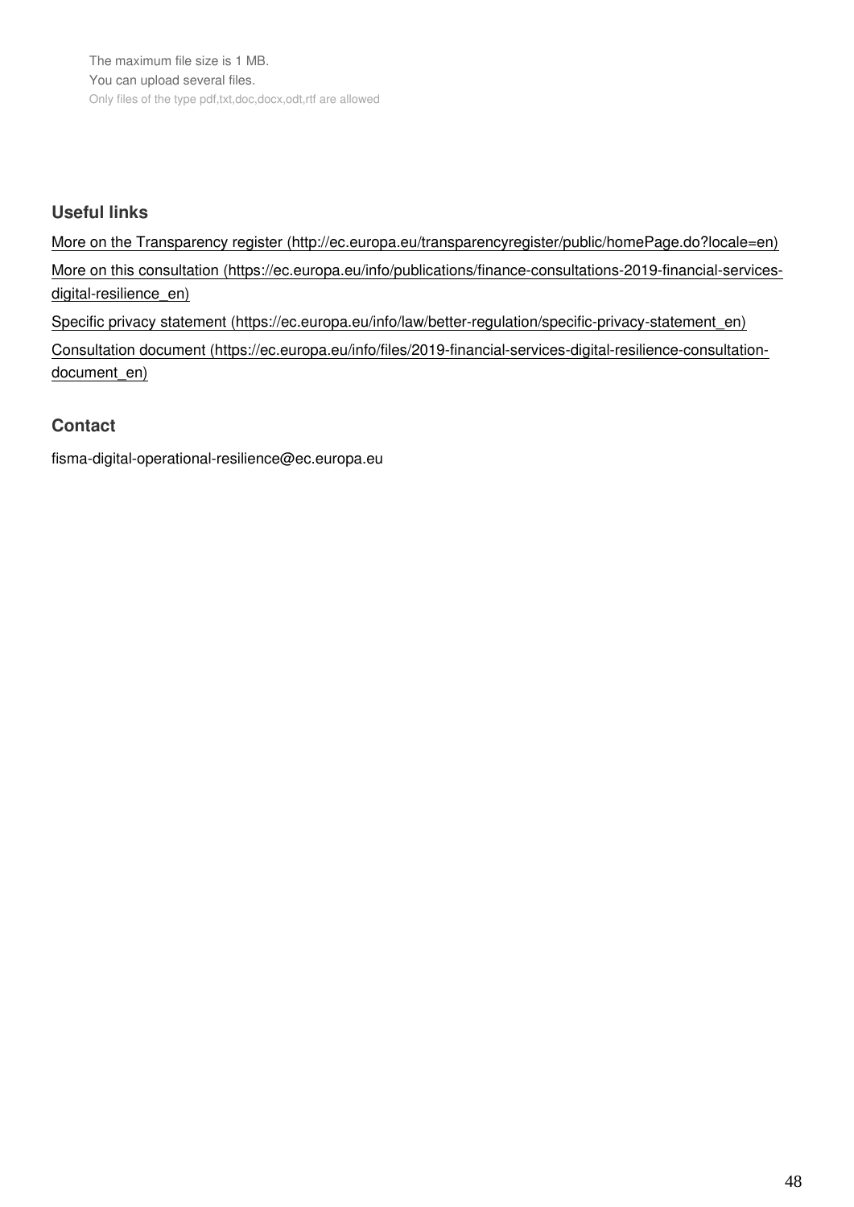The maximum file size is 1 MB.
You can upload several files.
Only files of the type pdf,txt,doc,docx,odt,rtf are allowed

### Useful links

More on the Transparency register (http://ec.europa.eu/transparencyregister/public/homePage.do?locale=en)

More on this consultation (https://ec.europa.eu/info/publications/finance-consultations-2019-financial-services-digital-resilience_en)

Specific privacy statement (https://ec.europa.eu/info/law/better-regulation/specific-privacy-statement_en)

Consultation document (https://ec.europa.eu/info/files/2019-financial-services-digital-resilience-consultation-document_en)

### Contact

fisma-digital-operational-resilience@ec.europa.eu